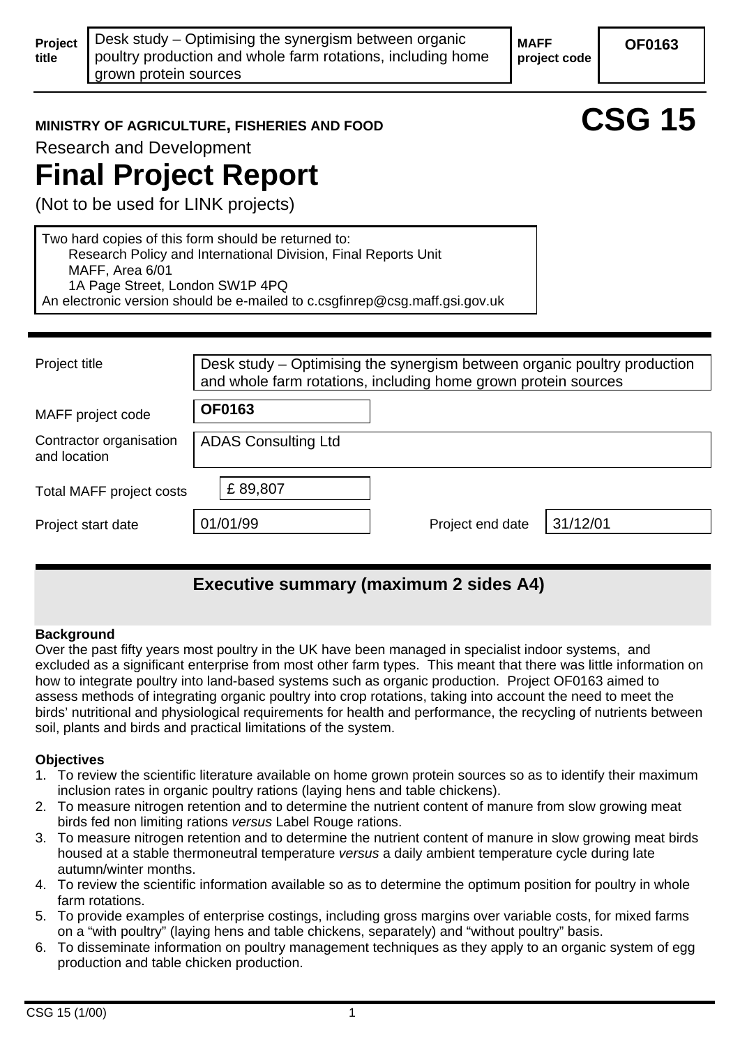| Project title | Desk study – Optimising the synergism between organic poultry production and whole farm rotations, including home grown protein sources | MAFF project code | OF0163 |
|---|---|---|---|

**MINISTRY OF AGRICULTURE, FISHERIES AND FOOD** **CSG 15**

Research and Development

# Final Project Report

(Not to be used for LINK projects)

Two hard copies of this form should be returned to:
Research Policy and International Division, Final Reports Unit
MAFF, Area 6/01
1A Page Street, London SW1P 4PQ
An electronic version should be e-mailed to c.csgfinrep@csg.maff.gsi.gov.uk

| | | | |
|---|---|---|---|
| Project title | Desk study – Optimising the synergism between organic poultry production and whole farm rotations, including home grown protein sources | | |
| MAFF project code | **OF0163** | | |
| Contractor organisation and location | ADAS Consulting Ltd | | |
| Total MAFF project costs | £ 89,807 | | |
| Project start date | 01/01/99 | Project end date | 31/12/01 |

## Executive summary (maximum 2 sides A4)

**Background**

Over the past fifty years most poultry in the UK have been managed in specialist indoor systems, and excluded as a significant enterprise from most other farm types. This meant that there was little information on how to integrate poultry into land-based systems such as organic production. Project OF0163 aimed to assess methods of integrating organic poultry into crop rotations, taking into account the need to meet the birds' nutritional and physiological requirements for health and performance, the recycling of nutrients between soil, plants and birds and practical limitations of the system.

**Objectives**

1. To review the scientific literature available on home grown protein sources so as to identify their maximum inclusion rates in organic poultry rations (laying hens and table chickens).
2. To measure nitrogen retention and to determine the nutrient content of manure from slow growing meat birds fed non limiting rations *versus* Label Rouge rations.
3. To measure nitrogen retention and to determine the nutrient content of manure in slow growing meat birds housed at a stable thermoneutral temperature *versus* a daily ambient temperature cycle during late autumn/winter months.
4. To review the scientific information available so as to determine the optimum position for poultry in whole farm rotations.
5. To provide examples of enterprise costings, including gross margins over variable costs, for mixed farms on a "with poultry" (laying hens and table chickens, separately) and "without poultry" basis.
6. To disseminate information on poultry management techniques as they apply to an organic system of egg production and table chicken production.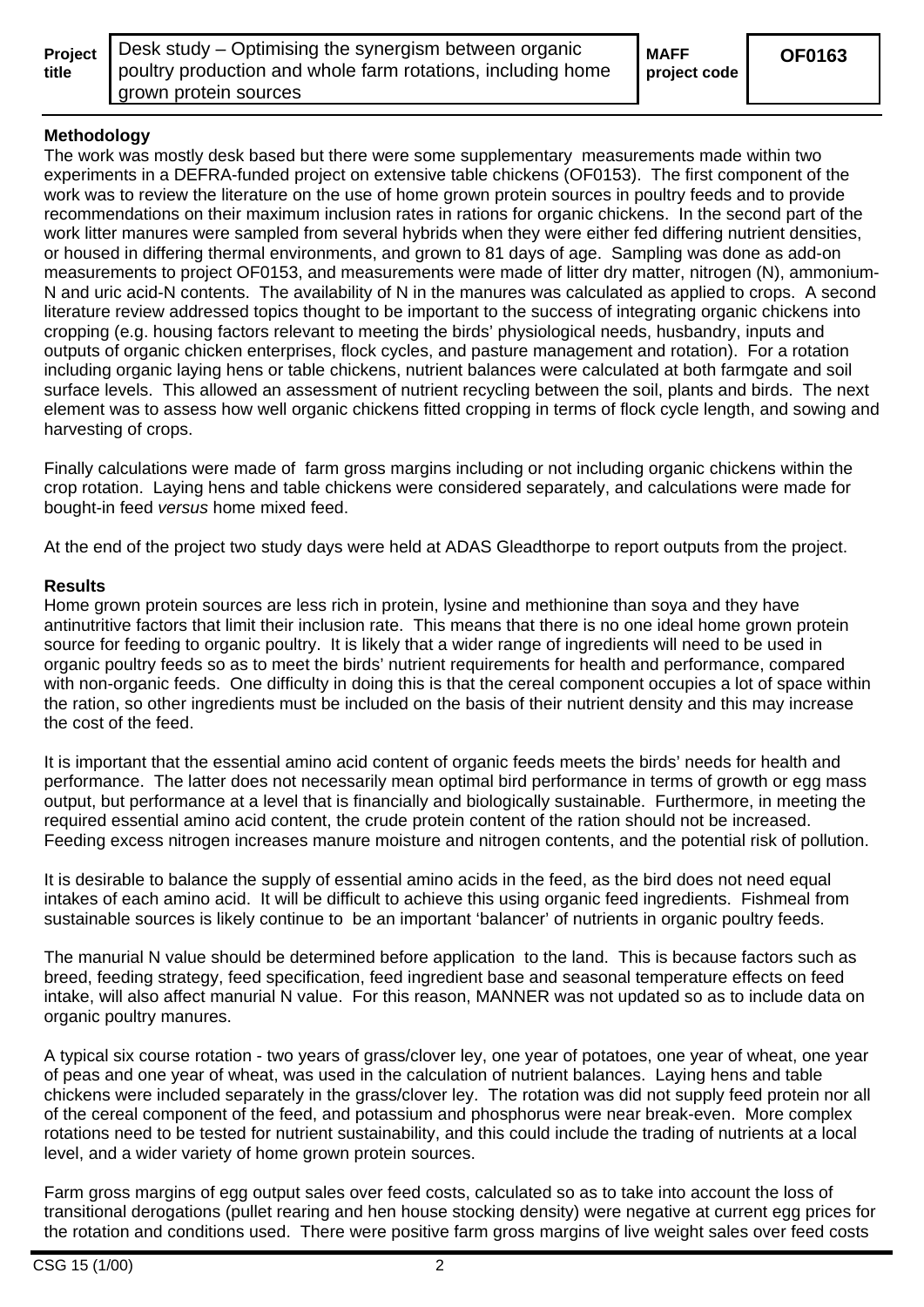**Methodology**

The work was mostly desk based but there were some supplementary measurements made within two experiments in a DEFRA-funded project on extensive table chickens (OF0153). The first component of the work was to review the literature on the use of home grown protein sources in poultry feeds and to provide recommendations on their maximum inclusion rates in rations for organic chickens. In the second part of the work litter manures were sampled from several hybrids when they were either fed differing nutrient densities, or housed in differing thermal environments, and grown to 81 days of age. Sampling was done as add-on measurements to project OF0153, and measurements were made of litter dry matter, nitrogen (N), ammonium-N and uric acid-N contents. The availability of N in the manures was calculated as applied to crops. A second literature review addressed topics thought to be important to the success of integrating organic chickens into cropping (e.g. housing factors relevant to meeting the birds' physiological needs, husbandry, inputs and outputs of organic chicken enterprises, flock cycles, and pasture management and rotation). For a rotation including organic laying hens or table chickens, nutrient balances were calculated at both farmgate and soil surface levels. This allowed an assessment of nutrient recycling between the soil, plants and birds. The next element was to assess how well organic chickens fitted cropping in terms of flock cycle length, and sowing and harvesting of crops.

Finally calculations were made of farm gross margins including or not including organic chickens within the crop rotation. Laying hens and table chickens were considered separately, and calculations were made for bought-in feed *versus* home mixed feed.

At the end of the project two study days were held at ADAS Gleadthorpe to report outputs from the project.

**Results**

Home grown protein sources are less rich in protein, lysine and methionine than soya and they have antinutritive factors that limit their inclusion rate. This means that there is no one ideal home grown protein source for feeding to organic poultry. It is likely that a wider range of ingredients will need to be used in organic poultry feeds so as to meet the birds' nutrient requirements for health and performance, compared with non-organic feeds. One difficulty in doing this is that the cereal component occupies a lot of space within the ration, so other ingredients must be included on the basis of their nutrient density and this may increase the cost of the feed.

It is important that the essential amino acid content of organic feeds meets the birds' needs for health and performance. The latter does not necessarily mean optimal bird performance in terms of growth or egg mass output, but performance at a level that is financially and biologically sustainable. Furthermore, in meeting the required essential amino acid content, the crude protein content of the ration should not be increased. Feeding excess nitrogen increases manure moisture and nitrogen contents, and the potential risk of pollution.

It is desirable to balance the supply of essential amino acids in the feed, as the bird does not need equal intakes of each amino acid. It will be difficult to achieve this using organic feed ingredients. Fishmeal from sustainable sources is likely continue to be an important 'balancer' of nutrients in organic poultry feeds.

The manurial N value should be determined before application to the land. This is because factors such as breed, feeding strategy, feed specification, feed ingredient base and seasonal temperature effects on feed intake, will also affect manurial N value. For this reason, MANNER was not updated so as to include data on organic poultry manures.

A typical six course rotation - two years of grass/clover ley, one year of potatoes, one year of wheat, one year of peas and one year of wheat, was used in the calculation of nutrient balances. Laying hens and table chickens were included separately in the grass/clover ley. The rotation was did not supply feed protein nor all of the cereal component of the feed, and potassium and phosphorus were near break-even. More complex rotations need to be tested for nutrient sustainability, and this could include the trading of nutrients at a local level, and a wider variety of home grown protein sources.

Farm gross margins of egg output sales over feed costs, calculated so as to take into account the loss of transitional derogations (pullet rearing and hen house stocking density) were negative at current egg prices for the rotation and conditions used. There were positive farm gross margins of live weight sales over feed costs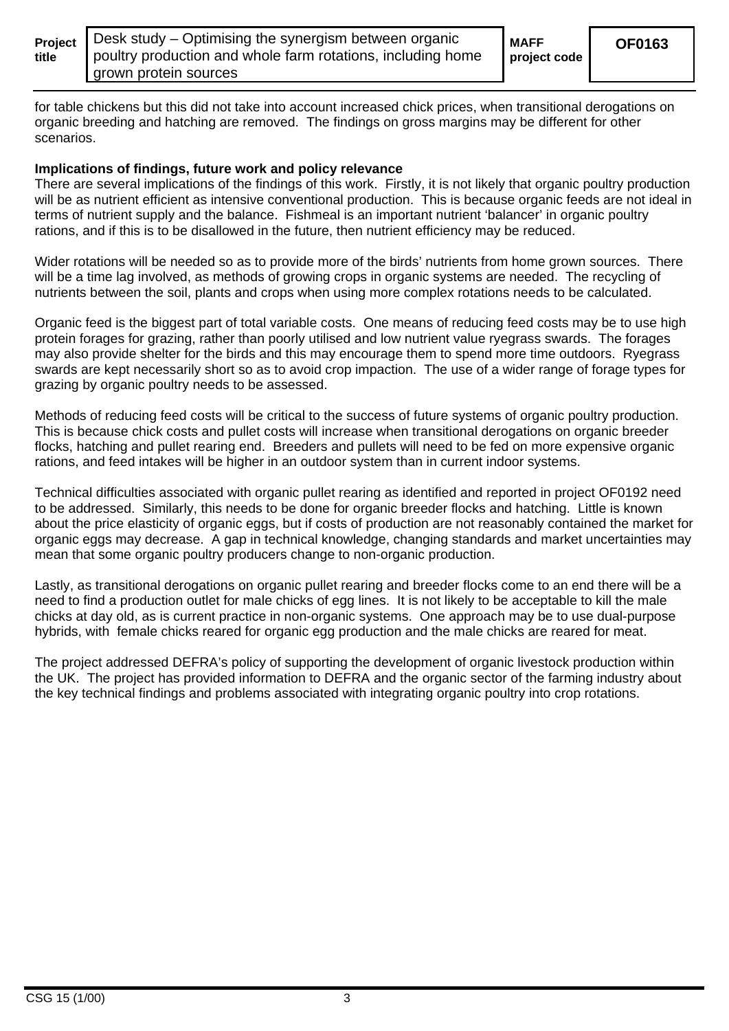for table chickens but this did not take into account increased chick prices, when transitional derogations on organic breeding and hatching are removed. The findings on gross margins may be different for other scenarios.

**Implications of findings, future work and policy relevance**

There are several implications of the findings of this work. Firstly, it is not likely that organic poultry production will be as nutrient efficient as intensive conventional production. This is because organic feeds are not ideal in terms of nutrient supply and the balance. Fishmeal is an important nutrient 'balancer' in organic poultry rations, and if this is to be disallowed in the future, then nutrient efficiency may be reduced.

Wider rotations will be needed so as to provide more of the birds' nutrients from home grown sources. There will be a time lag involved, as methods of growing crops in organic systems are needed. The recycling of nutrients between the soil, plants and crops when using more complex rotations needs to be calculated.

Organic feed is the biggest part of total variable costs. One means of reducing feed costs may be to use high protein forages for grazing, rather than poorly utilised and low nutrient value ryegrass swards. The forages may also provide shelter for the birds and this may encourage them to spend more time outdoors. Ryegrass swards are kept necessarily short so as to avoid crop impaction. The use of a wider range of forage types for grazing by organic poultry needs to be assessed.

Methods of reducing feed costs will be critical to the success of future systems of organic poultry production. This is because chick costs and pullet costs will increase when transitional derogations on organic breeder flocks, hatching and pullet rearing end. Breeders and pullets will need to be fed on more expensive organic rations, and feed intakes will be higher in an outdoor system than in current indoor systems.

Technical difficulties associated with organic pullet rearing as identified and reported in project OF0192 need to be addressed. Similarly, this needs to be done for organic breeder flocks and hatching. Little is known about the price elasticity of organic eggs, but if costs of production are not reasonably contained the market for organic eggs may decrease. A gap in technical knowledge, changing standards and market uncertainties may mean that some organic poultry producers change to non-organic production.

Lastly, as transitional derogations on organic pullet rearing and breeder flocks come to an end there will be a need to find a production outlet for male chicks of egg lines. It is not likely to be acceptable to kill the male chicks at day old, as is current practice in non-organic systems. One approach may be to use dual-purpose hybrids, with female chicks reared for organic egg production and the male chicks are reared for meat.

The project addressed DEFRA's policy of supporting the development of organic livestock production within the UK. The project has provided information to DEFRA and the organic sector of the farming industry about the key technical findings and problems associated with integrating organic poultry into crop rotations.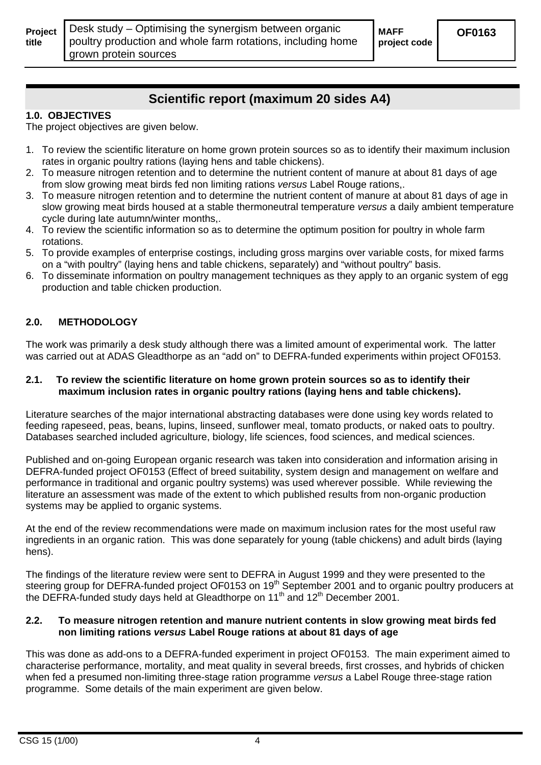## Scientific report (maximum 20 sides A4)

### 1.0. OBJECTIVES

The project objectives are given below.

1. To review the scientific literature on home grown protein sources so as to identify their maximum inclusion rates in organic poultry rations (laying hens and table chickens).
2. To measure nitrogen retention and to determine the nutrient content of manure at about 81 days of age from slow growing meat birds fed non limiting rations *versus* Label Rouge rations,.
3. To measure nitrogen retention and to determine the nutrient content of manure at about 81 days of age in slow growing meat birds housed at a stable thermoneutral temperature *versus* a daily ambient temperature cycle during late autumn/winter months,.
4. To review the scientific information so as to determine the optimum position for poultry in whole farm rotations.
5. To provide examples of enterprise costings, including gross margins over variable costs, for mixed farms on a "with poultry" (laying hens and table chickens, separately) and "without poultry" basis.
6. To disseminate information on poultry management techniques as they apply to an organic system of egg production and table chicken production.

### 2.0. METHODOLOGY

The work was primarily a desk study although there was a limited amount of experimental work. The latter was carried out at ADAS Gleadthorpe as an "add on" to DEFRA-funded experiments within project OF0153.

#### 2.1. To review the scientific literature on home grown protein sources so as to identify their maximum inclusion rates in organic poultry rations (laying hens and table chickens).

Literature searches of the major international abstracting databases were done using key words related to feeding rapeseed, peas, beans, lupins, linseed, sunflower meal, tomato products, or naked oats to poultry. Databases searched included agriculture, biology, life sciences, food sciences, and medical sciences.

Published and on-going European organic research was taken into consideration and information arising in DEFRA-funded project OF0153 (Effect of breed suitability, system design and management on welfare and performance in traditional and organic poultry systems) was used wherever possible. While reviewing the literature an assessment was made of the extent to which published results from non-organic production systems may be applied to organic systems.

At the end of the review recommendations were made on maximum inclusion rates for the most useful raw ingredients in an organic ration. This was done separately for young (table chickens) and adult birds (laying hens).

The findings of the literature review were sent to DEFRA in August 1999 and they were presented to the steering group for DEFRA-funded project OF0153 on 19th September 2001 and to organic poultry producers at the DEFRA-funded study days held at Gleadthorpe on 11th and 12th December 2001.

#### 2.2. To measure nitrogen retention and manure nutrient contents in slow growing meat birds fed non limiting rations *versus* Label Rouge rations at about 81 days of age

This was done as add-ons to a DEFRA-funded experiment in project OF0153. The main experiment aimed to characterise performance, mortality, and meat quality in several breeds, first crosses, and hybrids of chicken when fed a presumed non-limiting three-stage ration programme *versus* a Label Rouge three-stage ration programme. Some details of the main experiment are given below.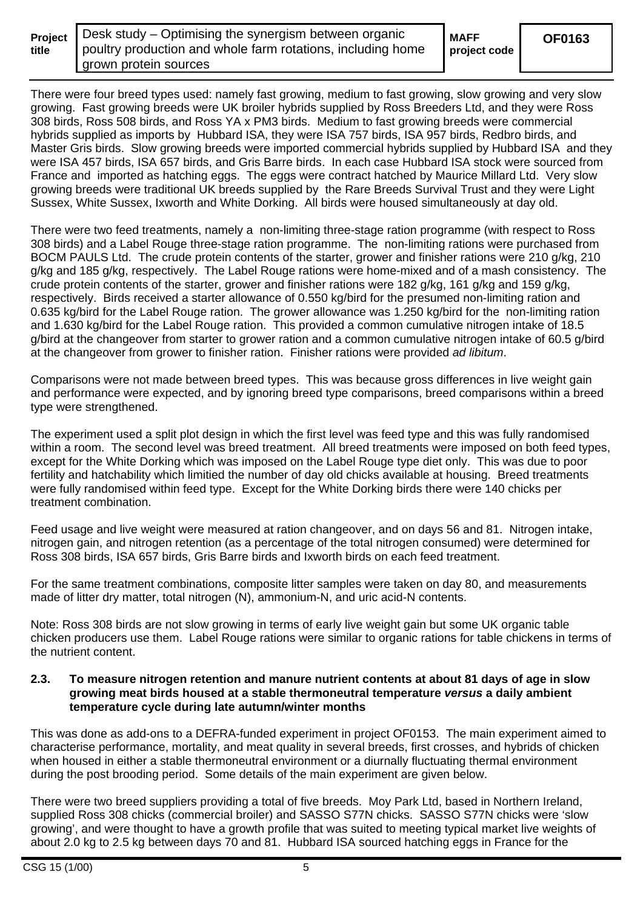There were four breed types used: namely fast growing, medium to fast growing, slow growing and very slow growing. Fast growing breeds were UK broiler hybrids supplied by Ross Breeders Ltd, and they were Ross 308 birds, Ross 508 birds, and Ross YA x PM3 birds. Medium to fast growing breeds were commercial hybrids supplied as imports by Hubbard ISA, they were ISA 757 birds, ISA 957 birds, Redbro birds, and Master Gris birds. Slow growing breeds were imported commercial hybrids supplied by Hubbard ISA and they were ISA 457 birds, ISA 657 birds, and Gris Barre birds. In each case Hubbard ISA stock were sourced from France and imported as hatching eggs. The eggs were contract hatched by Maurice Millard Ltd. Very slow growing breeds were traditional UK breeds supplied by the Rare Breeds Survival Trust and they were Light Sussex, White Sussex, Ixworth and White Dorking. All birds were housed simultaneously at day old.

There were two feed treatments, namely a non-limiting three-stage ration programme (with respect to Ross 308 birds) and a Label Rouge three-stage ration programme. The non-limiting rations were purchased from BOCM PAULS Ltd. The crude protein contents of the starter, grower and finisher rations were 210 g/kg, 210 g/kg and 185 g/kg, respectively. The Label Rouge rations were home-mixed and of a mash consistency. The crude protein contents of the starter, grower and finisher rations were 182 g/kg, 161 g/kg and 159 g/kg, respectively. Birds received a starter allowance of 0.550 kg/bird for the presumed non-limiting ration and 0.635 kg/bird for the Label Rouge ration. The grower allowance was 1.250 kg/bird for the non-limiting ration and 1.630 kg/bird for the Label Rouge ration. This provided a common cumulative nitrogen intake of 18.5 g/bird at the changeover from starter to grower ration and a common cumulative nitrogen intake of 60.5 g/bird at the changeover from grower to finisher ration. Finisher rations were provided *ad libitum*.

Comparisons were not made between breed types. This was because gross differences in live weight gain and performance were expected, and by ignoring breed type comparisons, breed comparisons within a breed type were strengthened.

The experiment used a split plot design in which the first level was feed type and this was fully randomised within a room. The second level was breed treatment. All breed treatments were imposed on both feed types, except for the White Dorking which was imposed on the Label Rouge type diet only. This was due to poor fertility and hatchability which limitied the number of day old chicks available at housing. Breed treatments were fully randomised within feed type. Except for the White Dorking birds there were 140 chicks per treatment combination.

Feed usage and live weight were measured at ration changeover, and on days 56 and 81. Nitrogen intake, nitrogen gain, and nitrogen retention (as a percentage of the total nitrogen consumed) were determined for Ross 308 birds, ISA 657 birds, Gris Barre birds and Ixworth birds on each feed treatment.

For the same treatment combinations, composite litter samples were taken on day 80, and measurements made of litter dry matter, total nitrogen (N), ammonium-N, and uric acid-N contents.

Note: Ross 308 birds are not slow growing in terms of early live weight gain but some UK organic table chicken producers use them. Label Rouge rations were similar to organic rations for table chickens in terms of the nutrient content.

### 2.3. To measure nitrogen retention and manure nutrient contents at about 81 days of age in slow growing meat birds housed at a stable thermoneutral temperature *versus* a daily ambient temperature cycle during late autumn/winter months

This was done as add-ons to a DEFRA-funded experiment in project OF0153. The main experiment aimed to characterise performance, mortality, and meat quality in several breeds, first crosses, and hybrids of chicken when housed in either a stable thermoneutral environment or a diurnally fluctuating thermal environment during the post brooding period. Some details of the main experiment are given below.

There were two breed suppliers providing a total of five breeds. Moy Park Ltd, based in Northern Ireland, supplied Ross 308 chicks (commercial broiler) and SASSO S77N chicks. SASSO S77N chicks were 'slow growing', and were thought to have a growth profile that was suited to meeting typical market live weights of about 2.0 kg to 2.5 kg between days 70 and 81. Hubbard ISA sourced hatching eggs in France for the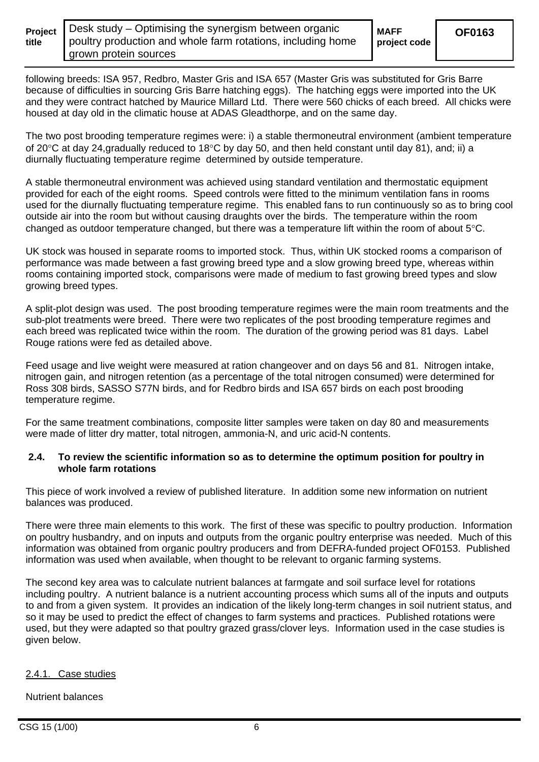following breeds: ISA 957, Redbro, Master Gris and ISA 657 (Master Gris was substituted for Gris Barre because of difficulties in sourcing Gris Barre hatching eggs). The hatching eggs were imported into the UK and they were contract hatched by Maurice Millard Ltd. There were 560 chicks of each breed. All chicks were housed at day old in the climatic house at ADAS Gleadthorpe, and on the same day.

The two post brooding temperature regimes were: i) a stable thermoneutral environment (ambient temperature of 20°C at day 24,gradually reduced to 18°C by day 50, and then held constant until day 81), and; ii) a diurnally fluctuating temperature regime determined by outside temperature.

A stable thermoneutral environment was achieved using standard ventilation and thermostatic equipment provided for each of the eight rooms. Speed controls were fitted to the minimum ventilation fans in rooms used for the diurnally fluctuating temperature regime. This enabled fans to run continuously so as to bring cool outside air into the room but without causing draughts over the birds. The temperature within the room changed as outdoor temperature changed, but there was a temperature lift within the room of about 5°C.

UK stock was housed in separate rooms to imported stock. Thus, within UK stocked rooms a comparison of performance was made between a fast growing breed type and a slow growing breed type, whereas within rooms containing imported stock, comparisons were made of medium to fast growing breed types and slow growing breed types.

A split-plot design was used. The post brooding temperature regimes were the main room treatments and the sub-plot treatments were breed. There were two replicates of the post brooding temperature regimes and each breed was replicated twice within the room. The duration of the growing period was 81 days. Label Rouge rations were fed as detailed above.

Feed usage and live weight were measured at ration changeover and on days 56 and 81. Nitrogen intake, nitrogen gain, and nitrogen retention (as a percentage of the total nitrogen consumed) were determined for Ross 308 birds, SASSO S77N birds, and for Redbro birds and ISA 657 birds on each post brooding temperature regime.

For the same treatment combinations, composite litter samples were taken on day 80 and measurements were made of litter dry matter, total nitrogen, ammonia-N, and uric acid-N contents.

### 2.4. To review the scientific information so as to determine the optimum position for poultry in whole farm rotations

This piece of work involved a review of published literature. In addition some new information on nutrient balances was produced.

There were three main elements to this work. The first of these was specific to poultry production. Information on poultry husbandry, and on inputs and outputs from the organic poultry enterprise was needed. Much of this information was obtained from organic poultry producers and from DEFRA-funded project OF0153. Published information was used when available, when thought to be relevant to organic farming systems.

The second key area was to calculate nutrient balances at farmgate and soil surface level for rotations including poultry. A nutrient balance is a nutrient accounting process which sums all of the inputs and outputs to and from a given system. It provides an indication of the likely long-term changes in soil nutrient status, and so it may be used to predict the effect of changes to farm systems and practices. Published rotations were used, but they were adapted so that poultry grazed grass/clover leys. Information used in the case studies is given below.

#### 2.4.1. Case studies

Nutrient balances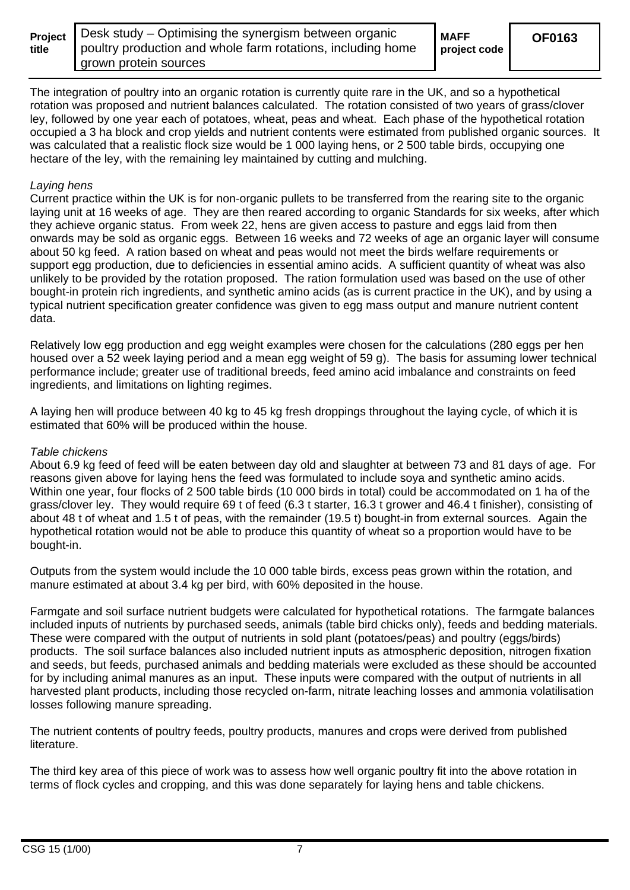The integration of poultry into an organic rotation is currently quite rare in the UK, and so a hypothetical rotation was proposed and nutrient balances calculated. The rotation consisted of two years of grass/clover ley, followed by one year each of potatoes, wheat, peas and wheat. Each phase of the hypothetical rotation occupied a 3 ha block and crop yields and nutrient contents were estimated from published organic sources. It was calculated that a realistic flock size would be 1 000 laying hens, or 2 500 table birds, occupying one hectare of the ley, with the remaining ley maintained by cutting and mulching.

*Laying hens*

Current practice within the UK is for non-organic pullets to be transferred from the rearing site to the organic laying unit at 16 weeks of age. They are then reared according to organic Standards for six weeks, after which they achieve organic status. From week 22, hens are given access to pasture and eggs laid from then onwards may be sold as organic eggs. Between 16 weeks and 72 weeks of age an organic layer will consume about 50 kg feed. A ration based on wheat and peas would not meet the birds welfare requirements or support egg production, due to deficiencies in essential amino acids. A sufficient quantity of wheat was also unlikely to be provided by the rotation proposed. The ration formulation used was based on the use of other bought-in protein rich ingredients, and synthetic amino acids (as is current practice in the UK), and by using a typical nutrient specification greater confidence was given to egg mass output and manure nutrient content data.

Relatively low egg production and egg weight examples were chosen for the calculations (280 eggs per hen housed over a 52 week laying period and a mean egg weight of 59 g). The basis for assuming lower technical performance include; greater use of traditional breeds, feed amino acid imbalance and constraints on feed ingredients, and limitations on lighting regimes.

A laying hen will produce between 40 kg to 45 kg fresh droppings throughout the laying cycle, of which it is estimated that 60% will be produced within the house.

*Table chickens*

About 6.9 kg feed of feed will be eaten between day old and slaughter at between 73 and 81 days of age. For reasons given above for laying hens the feed was formulated to include soya and synthetic amino acids. Within one year, four flocks of 2 500 table birds (10 000 birds in total) could be accommodated on 1 ha of the grass/clover ley. They would require 69 t of feed (6.3 t starter, 16.3 t grower and 46.4 t finisher), consisting of about 48 t of wheat and 1.5 t of peas, with the remainder (19.5 t) bought-in from external sources. Again the hypothetical rotation would not be able to produce this quantity of wheat so a proportion would have to be bought-in.

Outputs from the system would include the 10 000 table birds, excess peas grown within the rotation, and manure estimated at about 3.4 kg per bird, with 60% deposited in the house.

Farmgate and soil surface nutrient budgets were calculated for hypothetical rotations. The farmgate balances included inputs of nutrients by purchased seeds, animals (table bird chicks only), feeds and bedding materials. These were compared with the output of nutrients in sold plant (potatoes/peas) and poultry (eggs/birds) products. The soil surface balances also included nutrient inputs as atmospheric deposition, nitrogen fixation and seeds, but feeds, purchased animals and bedding materials were excluded as these should be accounted for by including animal manures as an input. These inputs were compared with the output of nutrients in all harvested plant products, including those recycled on-farm, nitrate leaching losses and ammonia volatilisation losses following manure spreading.

The nutrient contents of poultry feeds, poultry products, manures and crops were derived from published literature.

The third key area of this piece of work was to assess how well organic poultry fit into the above rotation in terms of flock cycles and cropping, and this was done separately for laying hens and table chickens.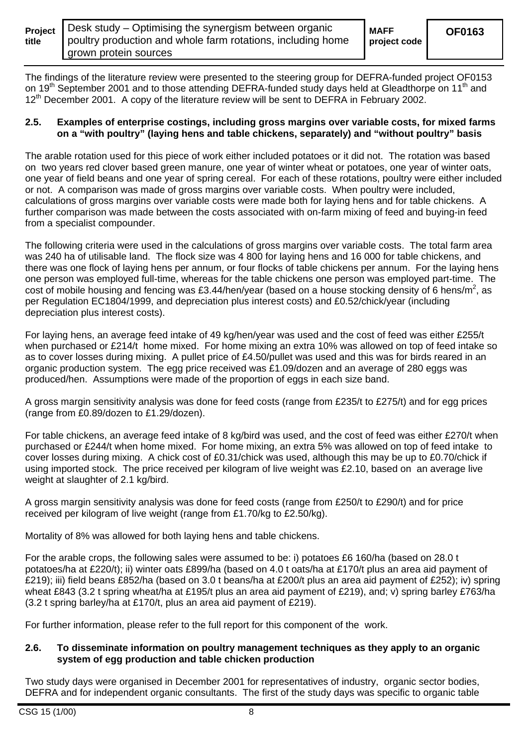The findings of the literature review were presented to the steering group for DEFRA-funded project OF0153 on 19th September 2001 and to those attending DEFRA-funded study days held at Gleadthorpe on 11th and 12th December 2001. A copy of the literature review will be sent to DEFRA in February 2002.

**2.5. Examples of enterprise costings, including gross margins over variable costs, for mixed farms on a "with poultry" (laying hens and table chickens, separately) and "without poultry" basis**

The arable rotation used for this piece of work either included potatoes or it did not. The rotation was based on two years red clover based green manure, one year of winter wheat or potatoes, one year of winter oats, one year of field beans and one year of spring cereal. For each of these rotations, poultry were either included or not. A comparison was made of gross margins over variable costs. When poultry were included, calculations of gross margins over variable costs were made both for laying hens and for table chickens. A further comparison was made between the costs associated with on-farm mixing of feed and buying-in feed from a specialist compounder.

The following criteria were used in the calculations of gross margins over variable costs. The total farm area was 240 ha of utilisable land. The flock size was 4 800 for laying hens and 16 000 for table chickens, and there was one flock of laying hens per annum, or four flocks of table chickens per annum. For the laying hens one person was employed full-time, whereas for the table chickens one person was employed part-time. The cost of mobile housing and fencing was £3.44/hen/year (based on a house stocking density of 6 hens/m$^2$, as per Regulation EC1804/1999, and depreciation plus interest costs) and £0.52/chick/year (including depreciation plus interest costs).

For laying hens, an average feed intake of 49 kg/hen/year was used and the cost of feed was either £255/t when purchased or £214/t home mixed. For home mixing an extra 10% was allowed on top of feed intake so as to cover losses during mixing. A pullet price of £4.50/pullet was used and this was for birds reared in an organic production system. The egg price received was £1.09/dozen and an average of 280 eggs was produced/hen. Assumptions were made of the proportion of eggs in each size band.

A gross margin sensitivity analysis was done for feed costs (range from £235/t to £275/t) and for egg prices (range from £0.89/dozen to £1.29/dozen).

For table chickens, an average feed intake of 8 kg/bird was used, and the cost of feed was either £270/t when purchased or £244/t when home mixed. For home mixing, an extra 5% was allowed on top of feed intake to cover losses during mixing. A chick cost of £0.31/chick was used, although this may be up to £0.70/chick if using imported stock. The price received per kilogram of live weight was £2.10, based on an average live weight at slaughter of 2.1 kg/bird.

A gross margin sensitivity analysis was done for feed costs (range from £250/t to £290/t) and for price received per kilogram of live weight (range from £1.70/kg to £2.50/kg).

Mortality of 8% was allowed for both laying hens and table chickens.

For the arable crops, the following sales were assumed to be: i) potatoes £6 160/ha (based on 28.0 t potatoes/ha at £220/t); ii) winter oats £899/ha (based on 4.0 t oats/ha at £170/t plus an area aid payment of £219); iii) field beans £852/ha (based on 3.0 t beans/ha at £200/t plus an area aid payment of £252); iv) spring wheat £843 (3.2 t spring wheat/ha at £195/t plus an area aid payment of £219), and; v) spring barley £763/ha (3.2 t spring barley/ha at £170/t, plus an area aid payment of £219).

For further information, please refer to the full report for this component of the work.

**2.6. To disseminate information on poultry management techniques as they apply to an organic system of egg production and table chicken production**

Two study days were organised in December 2001 for representatives of industry, organic sector bodies, DEFRA and for independent organic consultants. The first of the study days was specific to organic table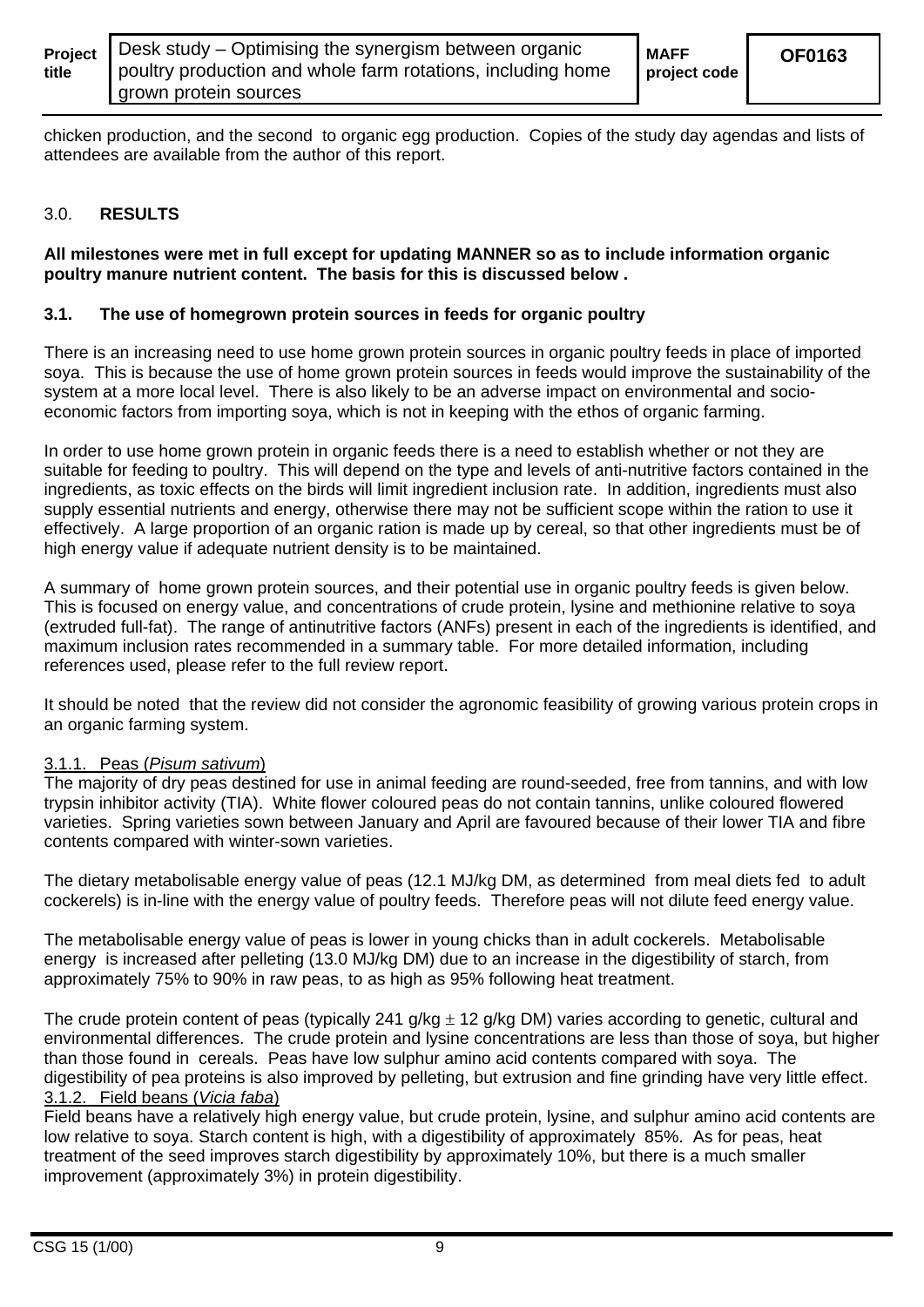chicken production, and the second to organic egg production. Copies of the study day agendas and lists of attendees are available from the author of this report.

## 3.0. RESULTS

**All milestones were met in full except for updating MANNER so as to include information organic poultry manure nutrient content. The basis for this is discussed below .**

### 3.1. The use of homegrown protein sources in feeds for organic poultry

There is an increasing need to use home grown protein sources in organic poultry feeds in place of imported soya. This is because the use of home grown protein sources in feeds would improve the sustainability of the system at a more local level. There is also likely to be an adverse impact on environmental and socio-economic factors from importing soya, which is not in keeping with the ethos of organic farming.

In order to use home grown protein in organic feeds there is a need to establish whether or not they are suitable for feeding to poultry. This will depend on the type and levels of anti-nutritive factors contained in the ingredients, as toxic effects on the birds will limit ingredient inclusion rate. In addition, ingredients must also supply essential nutrients and energy, otherwise there may not be sufficient scope within the ration to use it effectively. A large proportion of an organic ration is made up by cereal, so that other ingredients must be of high energy value if adequate nutrient density is to be maintained.

A summary of home grown protein sources, and their potential use in organic poultry feeds is given below. This is focused on energy value, and concentrations of crude protein, lysine and methionine relative to soya (extruded full-fat). The range of antinutritive factors (ANFs) present in each of the ingredients is identified, and maximum inclusion rates recommended in a summary table. For more detailed information, including references used, please refer to the full review report.

It should be noted that the review did not consider the agronomic feasibility of growing various protein crops in an organic farming system.

#### 3.1.1. Peas (*Pisum sativum*)

The majority of dry peas destined for use in animal feeding are round-seeded, free from tannins, and with low trypsin inhibitor activity (TIA). White flower coloured peas do not contain tannins, unlike coloured flowered varieties. Spring varieties sown between January and April are favoured because of their lower TIA and fibre contents compared with winter-sown varieties.

The dietary metabolisable energy value of peas (12.1 MJ/kg DM, as determined from meal diets fed to adult cockerels) is in-line with the energy value of poultry feeds. Therefore peas will not dilute feed energy value.

The metabolisable energy value of peas is lower in young chicks than in adult cockerels. Metabolisable energy is increased after pelleting (13.0 MJ/kg DM) due to an increase in the digestibility of starch, from approximately 75% to 90% in raw peas, to as high as 95% following heat treatment.

The crude protein content of peas (typically 241 g/kg $\pm$ 12 g/kg DM) varies according to genetic, cultural and environmental differences. The crude protein and lysine concentrations are less than those of soya, but higher than those found in cereals. Peas have low sulphur amino acid contents compared with soya. The digestibility of pea proteins is also improved by pelleting, but extrusion and fine grinding have very little effect.

#### 3.1.2. Field beans (*Vicia faba*)

Field beans have a relatively high energy value, but crude protein, lysine, and sulphur amino acid contents are low relative to soya. Starch content is high, with a digestibility of approximately 85%. As for peas, heat treatment of the seed improves starch digestibility by approximately 10%, but there is a much smaller improvement (approximately 3%) in protein digestibility.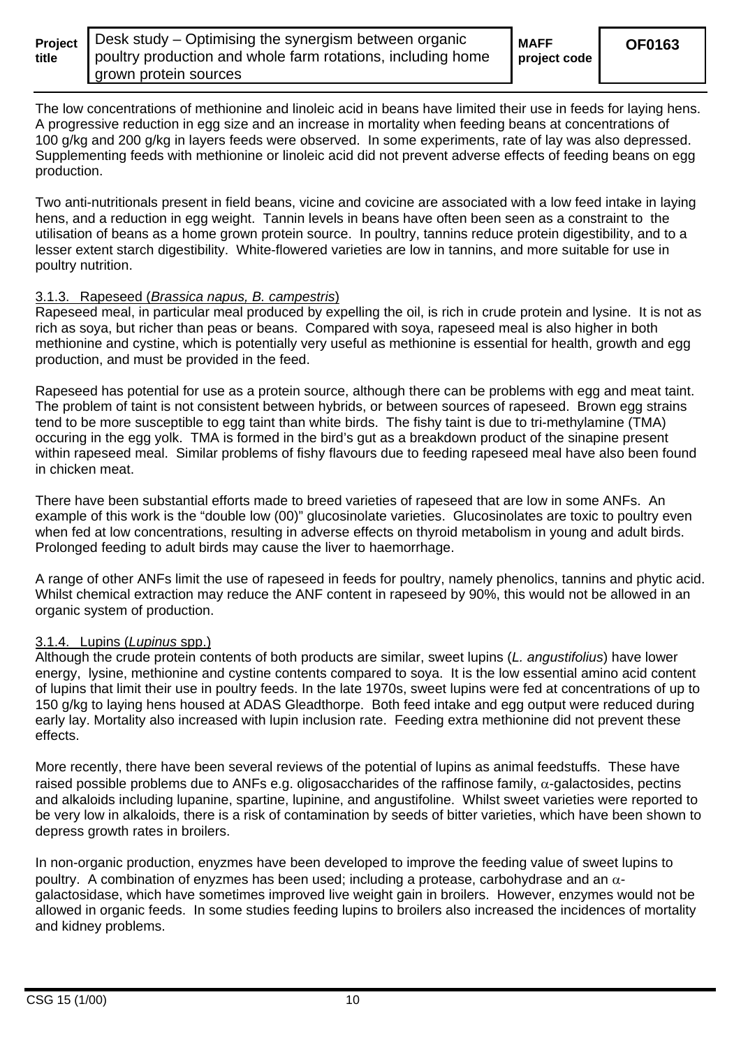The low concentrations of methionine and linoleic acid in beans have limited their use in feeds for laying hens. A progressive reduction in egg size and an increase in mortality when feeding beans at concentrations of 100 g/kg and 200 g/kg in layers feeds were observed. In some experiments, rate of lay was also depressed. Supplementing feeds with methionine or linoleic acid did not prevent adverse effects of feeding beans on egg production.

Two anti-nutritionals present in field beans, vicine and covicine are associated with a low feed intake in laying hens, and a reduction in egg weight. Tannin levels in beans have often been seen as a constraint to the utilisation of beans as a home grown protein source. In poultry, tannins reduce protein digestibility, and to a lesser extent starch digestibility. White-flowered varieties are low in tannins, and more suitable for use in poultry nutrition.

#### 3.1.3. Rapeseed (*Brassica napus, B. campestris*)

Rapeseed meal, in particular meal produced by expelling the oil, is rich in crude protein and lysine. It is not as rich as soya, but richer than peas or beans. Compared with soya, rapeseed meal is also higher in both methionine and cystine, which is potentially very useful as methionine is essential for health, growth and egg production, and must be provided in the feed.

Rapeseed has potential for use as a protein source, although there can be problems with egg and meat taint. The problem of taint is not consistent between hybrids, or between sources of rapeseed. Brown egg strains tend to be more susceptible to egg taint than white birds. The fishy taint is due to tri-methylamine (TMA) occuring in the egg yolk. TMA is formed in the bird's gut as a breakdown product of the sinapine present within rapeseed meal. Similar problems of fishy flavours due to feeding rapeseed meal have also been found in chicken meat.

There have been substantial efforts made to breed varieties of rapeseed that are low in some ANFs. An example of this work is the "double low (00)" glucosinolate varieties. Glucosinolates are toxic to poultry even when fed at low concentrations, resulting in adverse effects on thyroid metabolism in young and adult birds. Prolonged feeding to adult birds may cause the liver to haemorrhage.

A range of other ANFs limit the use of rapeseed in feeds for poultry, namely phenolics, tannins and phytic acid. Whilst chemical extraction may reduce the ANF content in rapeseed by 90%, this would not be allowed in an organic system of production.

#### 3.1.4. Lupins (*Lupinus* spp.)

Although the crude protein contents of both products are similar, sweet lupins (*L. angustifolius*) have lower energy, lysine, methionine and cystine contents compared to soya. It is the low essential amino acid content of lupins that limit their use in poultry feeds. In the late 1970s, sweet lupins were fed at concentrations of up to 150 g/kg to laying hens housed at ADAS Gleadthorpe. Both feed intake and egg output were reduced during early lay. Mortality also increased with lupin inclusion rate. Feeding extra methionine did not prevent these effects.

More recently, there have been several reviews of the potential of lupins as animal feedstuffs. These have raised possible problems due to ANFs e.g. oligosaccharides of the raffinose family, $\alpha$-galactosides, pectins and alkaloids including lupanine, spartine, lupinine, and angustifoline. Whilst sweet varieties were reported to be very low in alkaloids, there is a risk of contamination by seeds of bitter varieties, which have been shown to depress growth rates in broilers.

In non-organic production, enyzmes have been developed to improve the feeding value of sweet lupins to poultry. A combination of enyzmes has been used; including a protease, carbohydrase and an $\alpha$-galactosidase, which have sometimes improved live weight gain in broilers. However, enzymes would not be allowed in organic feeds. In some studies feeding lupins to broilers also increased the incidences of mortality and kidney problems.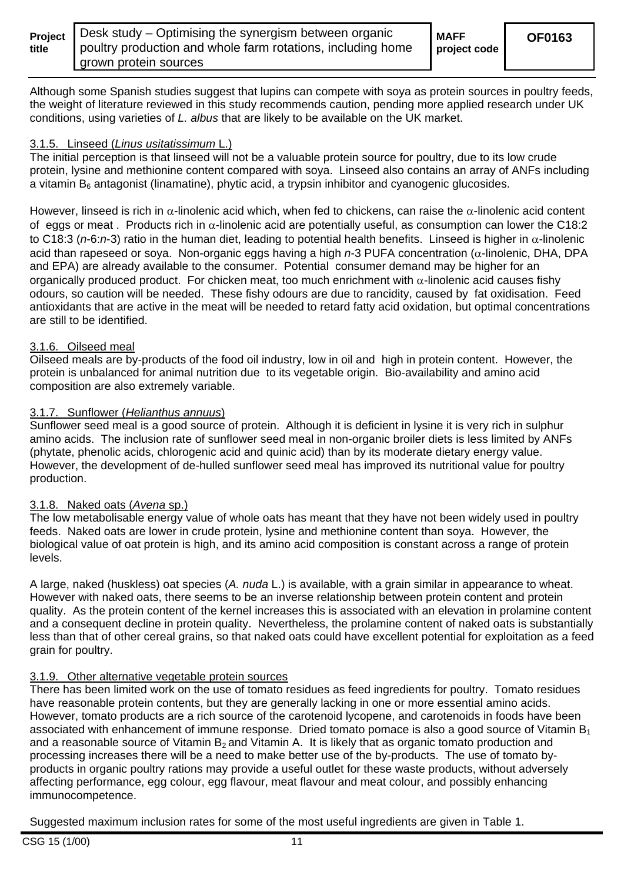Although some Spanish studies suggest that lupins can compete with soya as protein sources in poultry feeds, the weight of literature reviewed in this study recommends caution, pending more applied research under UK conditions, using varieties of *L. albus* that are likely to be available on the UK market.

### 3.1.5. Linseed (*Linus usitatissimum* L.)

The initial perception is that linseed will not be a valuable protein source for poultry, due to its low crude protein, lysine and methionine content compared with soya. Linseed also contains an array of ANFs including a vitamin $B_6$ antagonist (linamatine), phytic acid, a trypsin inhibitor and cyanogenic glucosides.

However, linseed is rich in $\alpha$-linolenic acid which, when fed to chickens, can raise the $\alpha$-linolenic acid content of eggs or meat . Products rich in $\alpha$-linolenic acid are potentially useful, as consumption can lower the C18:2 to C18:3 (*n*-6:*n*-3) ratio in the human diet, leading to potential health benefits. Linseed is higher in $\alpha$-linolenic acid than rapeseed or soya. Non-organic eggs having a high *n*-3 PUFA concentration ($\alpha$-linolenic, DHA, DPA and EPA) are already available to the consumer. Potential consumer demand may be higher for an organically produced product. For chicken meat, too much enrichment with $\alpha$-linolenic acid causes fishy odours, so caution will be needed. These fishy odours are due to rancidity, caused by fat oxidisation. Feed antioxidants that are active in the meat will be needed to retard fatty acid oxidation, but optimal concentrations are still to be identified.

### 3.1.6. Oilseed meal

Oilseed meals are by-products of the food oil industry, low in oil and high in protein content. However, the protein is unbalanced for animal nutrition due to its vegetable origin. Bio-availability and amino acid composition are also extremely variable.

### 3.1.7. Sunflower (*Helianthus annuus*)

Sunflower seed meal is a good source of protein. Although it is deficient in lysine it is very rich in sulphur amino acids. The inclusion rate of sunflower seed meal in non-organic broiler diets is less limited by ANFs (phytate, phenolic acids, chlorogenic acid and quinic acid) than by its moderate dietary energy value. However, the development of de-hulled sunflower seed meal has improved its nutritional value for poultry production.

### 3.1.8. Naked oats (*Avena* sp.)

The low metabolisable energy value of whole oats has meant that they have not been widely used in poultry feeds. Naked oats are lower in crude protein, lysine and methionine content than soya. However, the biological value of oat protein is high, and its amino acid composition is constant across a range of protein levels.

A large, naked (huskless) oat species (*A. nuda* L.) is available, with a grain similar in appearance to wheat. However with naked oats, there seems to be an inverse relationship between protein content and protein quality. As the protein content of the kernel increases this is associated with an elevation in prolamine content and a consequent decline in protein quality. Nevertheless, the prolamine content of naked oats is substantially less than that of other cereal grains, so that naked oats could have excellent potential for exploitation as a feed grain for poultry.

### 3.1.9. Other alternative vegetable protein sources

There has been limited work on the use of tomato residues as feed ingredients for poultry. Tomato residues have reasonable protein contents, but they are generally lacking in one or more essential amino acids. However, tomato products are a rich source of the carotenoid lycopene, and carotenoids in foods have been associated with enhancement of immune response. Dried tomato pomace is also a good source of Vitamin $B_1$ and a reasonable source of Vitamin $B_2$ and Vitamin A. It is likely that as organic tomato production and processing increases there will be a need to make better use of the by-products. The use of tomato by-products in organic poultry rations may provide a useful outlet for these waste products, without adversely affecting performance, egg colour, egg flavour, meat flavour and meat colour, and possibly enhancing immunocompetence.

Suggested maximum inclusion rates for some of the most useful ingredients are given in Table 1.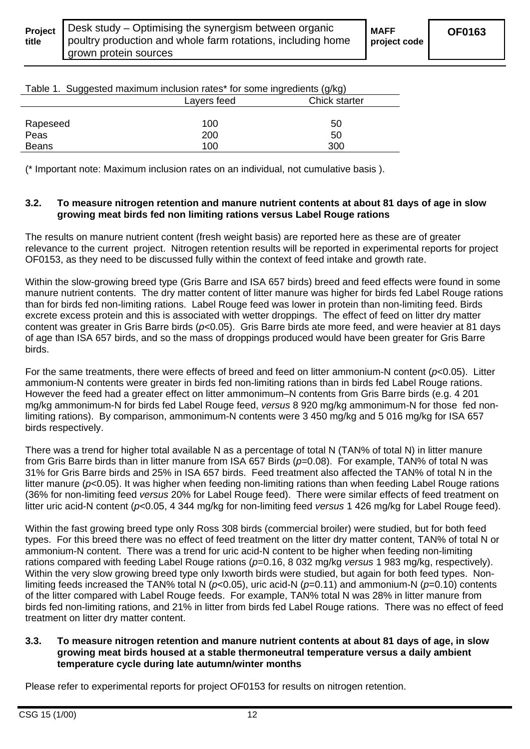Table 1. Suggested maximum inclusion rates* for some ingredients (g/kg)

| | Layers feed | Chick starter |
|---|---|---|
| Rapeseed | 100 | 50 |
| Peas | 200 | 50 |
| Beans | 100 | 300 |

(* Important note: Maximum inclusion rates on an individual, not cumulative basis ).

### 3.2. To measure nitrogen retention and manure nutrient contents at about 81 days of age in slow growing meat birds fed non limiting rations versus Label Rouge rations

The results on manure nutrient content (fresh weight basis) are reported here as these are of greater relevance to the current project. Nitrogen retention results will be reported in experimental reports for project OF0153, as they need to be discussed fully within the context of feed intake and growth rate.

Within the slow-growing breed type (Gris Barre and ISA 657 birds) breed and feed effects were found in some manure nutrient contents. The dry matter content of litter manure was higher for birds fed Label Rouge rations than for birds fed non-limiting rations. Label Rouge feed was lower in protein than non-limiting feed. Birds excrete excess protein and this is associated with wetter droppings. The effect of feed on litter dry matter content was greater in Gris Barre birds ($p<0.05$). Gris Barre birds ate more feed, and were heavier at 81 days of age than ISA 657 birds, and so the mass of droppings produced would have been greater for Gris Barre birds.

For the same treatments, there were effects of breed and feed on litter ammonium-N content ($p<0.05$). Litter ammonium-N contents were greater in birds fed non-limiting rations than in birds fed Label Rouge rations. However the feed had a greater effect on litter ammonium–N contents from Gris Barre birds (e.g. 4 201 mg/kg ammonimum-N for birds fed Label Rouge feed, *versus* 8 920 mg/kg ammonimum-N for those fed non-limiting rations). By comparison, ammonimum-N contents were 3 450 mg/kg and 5 016 mg/kg for ISA 657 birds respectively.

There was a trend for higher total available N as a percentage of total N (TAN% of total N) in litter manure from Gris Barre birds than in litter manure from ISA 657 Birds ($p=0.08$). For example, TAN% of total N was 31% for Gris Barre birds and 25% in ISA 657 birds. Feed treatment also affected the TAN% of total N in the litter manure ($p<0.05$). It was higher when feeding non-limiting rations than when feeding Label Rouge rations (36% for non-limiting feed *versus* 20% for Label Rouge feed). There were similar effects of feed treatment on litter uric acid-N content ($p<0.05$, 4 344 mg/kg for non-limiting feed *versus* 1 426 mg/kg for Label Rouge feed).

Within the fast growing breed type only Ross 308 birds (commercial broiler) were studied, but for both feed types. For this breed there was no effect of feed treatment on the litter dry matter content, TAN% of total N or ammonium-N content. There was a trend for uric acid-N content to be higher when feeding non-limiting rations compared with feeding Label Rouge rations ($p=0.16$, 8 032 mg/kg *versus* 1 983 mg/kg, respectively). Within the very slow growing breed type only Ixworth birds were studied, but again for both feed types. Non-limiting feeds increased the TAN% total N ($p<0.05$), uric acid-N ($p=0.11$) and ammonium-N ($p=0.10$) contents of the litter compared with Label Rouge feeds. For example, TAN% total N was 28% in litter manure from birds fed non-limiting rations, and 21% in litter from birds fed Label Rouge rations. There was no effect of feed treatment on litter dry matter content.

### 3.3. To measure nitrogen retention and manure nutrient contents at about 81 days of age, in slow growing meat birds housed at a stable thermoneutral temperature versus a daily ambient temperature cycle during late autumn/winter months

Please refer to experimental reports for project OF0153 for results on nitrogen retention.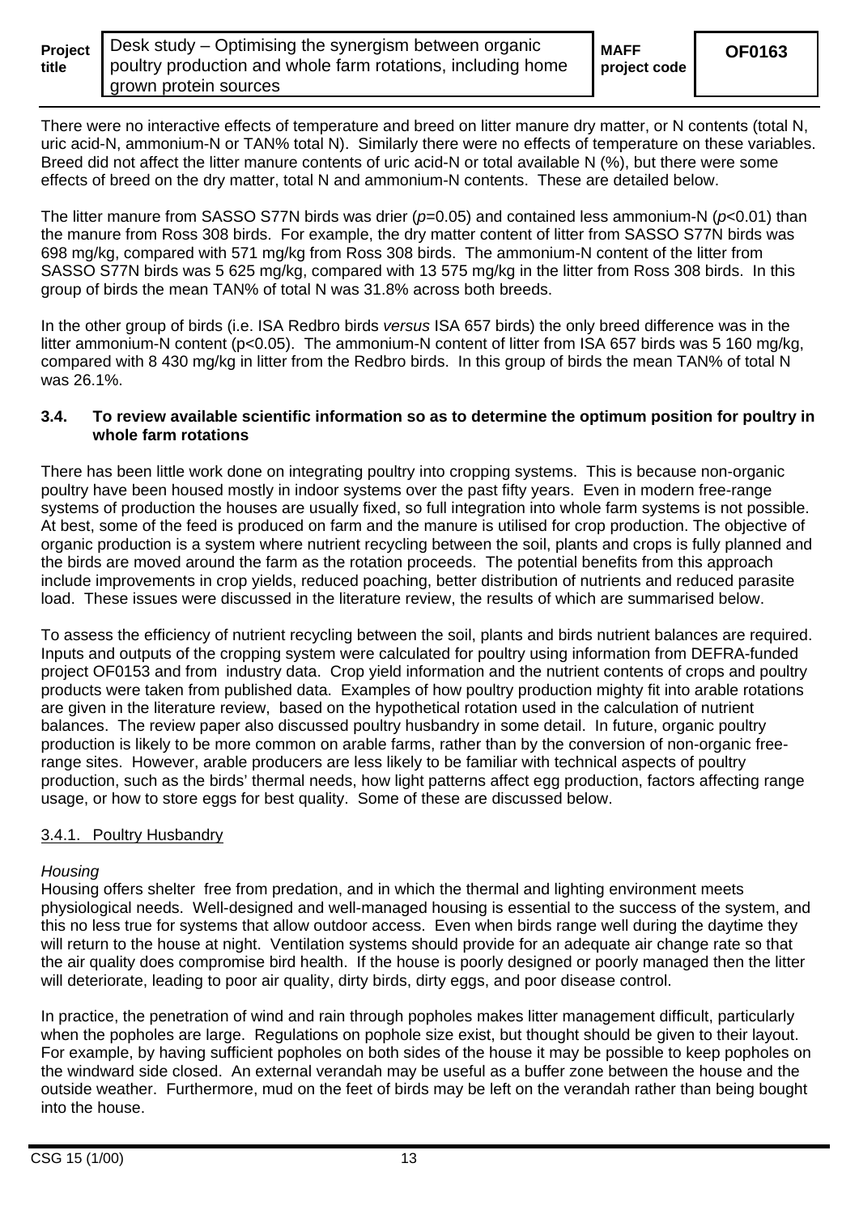There were no interactive effects of temperature and breed on litter manure dry matter, or N contents (total N, uric acid-N, ammonium-N or TAN% total N). Similarly there were no effects of temperature on these variables. Breed did not affect the litter manure contents of uric acid-N or total available N (%), but there were some effects of breed on the dry matter, total N and ammonium-N contents. These are detailed below.

The litter manure from SASSO S77N birds was drier ($p$=0.05) and contained less ammonium-N ($p$<0.01) than the manure from Ross 308 birds. For example, the dry matter content of litter from SASSO S77N birds was 698 mg/kg, compared with 571 mg/kg from Ross 308 birds. The ammonium-N content of the litter from SASSO S77N birds was 5 625 mg/kg, compared with 13 575 mg/kg in the litter from Ross 308 birds. In this group of birds the mean TAN% of total N was 31.8% across both breeds.

In the other group of birds (i.e. ISA Redbro birds *versus* ISA 657 birds) the only breed difference was in the litter ammonium-N content (p<0.05). The ammonium-N content of litter from ISA 657 birds was 5 160 mg/kg, compared with 8 430 mg/kg in litter from the Redbro birds. In this group of birds the mean TAN% of total N was 26.1%.

### 3.4. To review available scientific information so as to determine the optimum position for poultry in whole farm rotations

There has been little work done on integrating poultry into cropping systems. This is because non-organic poultry have been housed mostly in indoor systems over the past fifty years. Even in modern free-range systems of production the houses are usually fixed, so full integration into whole farm systems is not possible. At best, some of the feed is produced on farm and the manure is utilised for crop production. The objective of organic production is a system where nutrient recycling between the soil, plants and crops is fully planned and the birds are moved around the farm as the rotation proceeds. The potential benefits from this approach include improvements in crop yields, reduced poaching, better distribution of nutrients and reduced parasite load. These issues were discussed in the literature review, the results of which are summarised below.

To assess the efficiency of nutrient recycling between the soil, plants and birds nutrient balances are required. Inputs and outputs of the cropping system were calculated for poultry using information from DEFRA-funded project OF0153 and from industry data. Crop yield information and the nutrient contents of crops and poultry products were taken from published data. Examples of how poultry production mighty fit into arable rotations are given in the literature review, based on the hypothetical rotation used in the calculation of nutrient balances. The review paper also discussed poultry husbandry in some detail. In future, organic poultry production is likely to be more common on arable farms, rather than by the conversion of non-organic free-range sites. However, arable producers are less likely to be familiar with technical aspects of poultry production, such as the birds' thermal needs, how light patterns affect egg production, factors affecting range usage, or how to store eggs for best quality. Some of these are discussed below.

#### 3.4.1. Poultry Husbandry

*Housing*

Housing offers shelter free from predation, and in which the thermal and lighting environment meets physiological needs. Well-designed and well-managed housing is essential to the success of the system, and this no less true for systems that allow outdoor access. Even when birds range well during the daytime they will return to the house at night. Ventilation systems should provide for an adequate air change rate so that the air quality does compromise bird health. If the house is poorly designed or poorly managed then the litter will deteriorate, leading to poor air quality, dirty birds, dirty eggs, and poor disease control.

In practice, the penetration of wind and rain through popholes makes litter management difficult, particularly when the popholes are large. Regulations on pophole size exist, but thought should be given to their layout. For example, by having sufficient popholes on both sides of the house it may be possible to keep popholes on the windward side closed. An external verandah may be useful as a buffer zone between the house and the outside weather. Furthermore, mud on the feet of birds may be left on the verandah rather than being bought into the house.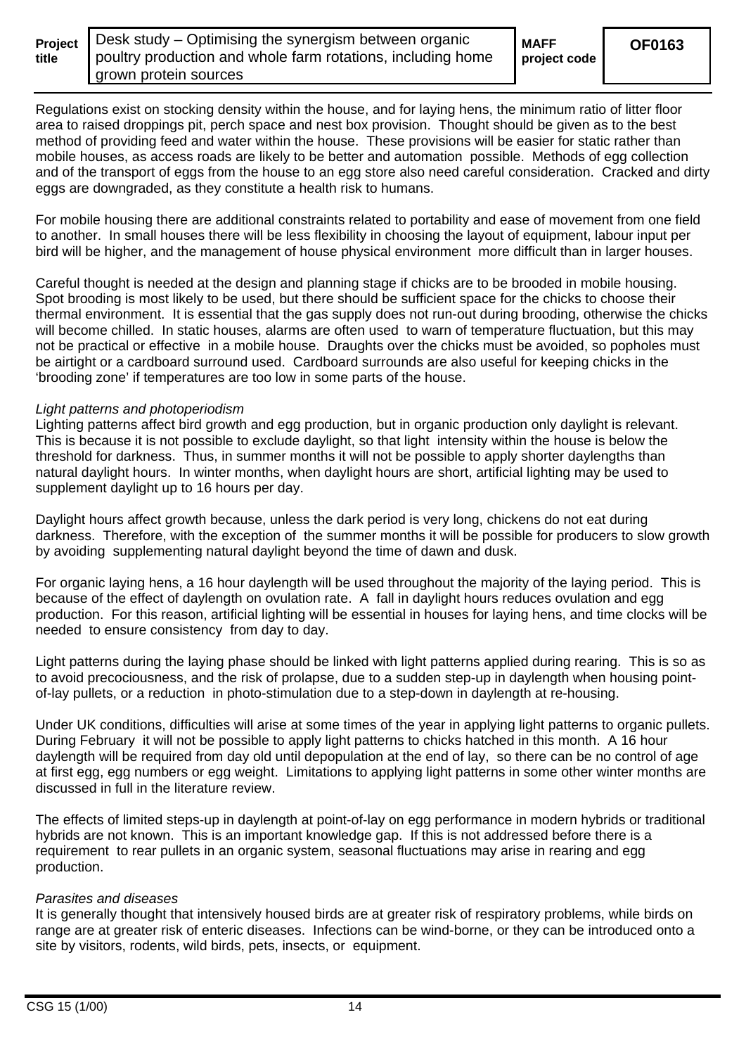Regulations exist on stocking density within the house, and for laying hens, the minimum ratio of litter floor area to raised droppings pit, perch space and nest box provision. Thought should be given as to the best method of providing feed and water within the house. These provisions will be easier for static rather than mobile houses, as access roads are likely to be better and automation possible. Methods of egg collection and of the transport of eggs from the house to an egg store also need careful consideration. Cracked and dirty eggs are downgraded, as they constitute a health risk to humans.

For mobile housing there are additional constraints related to portability and ease of movement from one field to another. In small houses there will be less flexibility in choosing the layout of equipment, labour input per bird will be higher, and the management of house physical environment more difficult than in larger houses.

Careful thought is needed at the design and planning stage if chicks are to be brooded in mobile housing. Spot brooding is most likely to be used, but there should be sufficient space for the chicks to choose their thermal environment. It is essential that the gas supply does not run-out during brooding, otherwise the chicks will become chilled. In static houses, alarms are often used to warn of temperature fluctuation, but this may not be practical or effective in a mobile house. Draughts over the chicks must be avoided, so popholes must be airtight or a cardboard surround used. Cardboard surrounds are also useful for keeping chicks in the 'brooding zone' if temperatures are too low in some parts of the house.

*Light patterns and photoperiodism*

Lighting patterns affect bird growth and egg production, but in organic production only daylight is relevant. This is because it is not possible to exclude daylight, so that light intensity within the house is below the threshold for darkness. Thus, in summer months it will not be possible to apply shorter daylengths than natural daylight hours. In winter months, when daylight hours are short, artificial lighting may be used to supplement daylight up to 16 hours per day.

Daylight hours affect growth because, unless the dark period is very long, chickens do not eat during darkness. Therefore, with the exception of the summer months it will be possible for producers to slow growth by avoiding supplementing natural daylight beyond the time of dawn and dusk.

For organic laying hens, a 16 hour daylength will be used throughout the majority of the laying period. This is because of the effect of daylength on ovulation rate. A fall in daylight hours reduces ovulation and egg production. For this reason, artificial lighting will be essential in houses for laying hens, and time clocks will be needed to ensure consistency from day to day.

Light patterns during the laying phase should be linked with light patterns applied during rearing. This is so as to avoid precociousness, and the risk of prolapse, due to a sudden step-up in daylength when housing point-of-lay pullets, or a reduction in photo-stimulation due to a step-down in daylength at re-housing.

Under UK conditions, difficulties will arise at some times of the year in applying light patterns to organic pullets. During February it will not be possible to apply light patterns to chicks hatched in this month. A 16 hour daylength will be required from day old until depopulation at the end of lay, so there can be no control of age at first egg, egg numbers or egg weight. Limitations to applying light patterns in some other winter months are discussed in full in the literature review.

The effects of limited steps-up in daylength at point-of-lay on egg performance in modern hybrids or traditional hybrids are not known. This is an important knowledge gap. If this is not addressed before there is a requirement to rear pullets in an organic system, seasonal fluctuations may arise in rearing and egg production.

*Parasites and diseases*

It is generally thought that intensively housed birds are at greater risk of respiratory problems, while birds on range are at greater risk of enteric diseases. Infections can be wind-borne, or they can be introduced onto a site by visitors, rodents, wild birds, pets, insects, or equipment.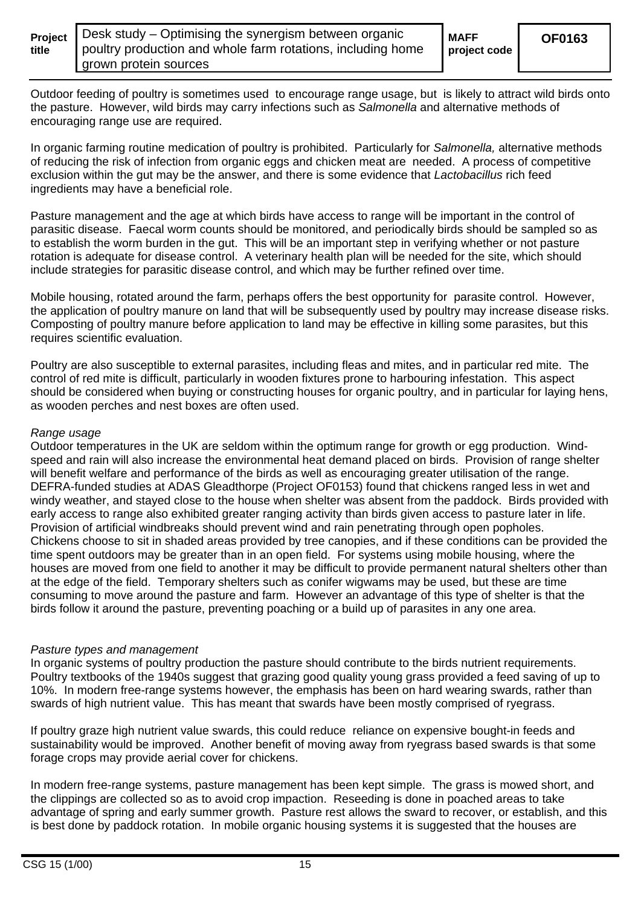Outdoor feeding of poultry is sometimes used to encourage range usage, but is likely to attract wild birds onto the pasture. However, wild birds may carry infections such as *Salmonella* and alternative methods of encouraging range use are required.

In organic farming routine medication of poultry is prohibited. Particularly for *Salmonella,* alternative methods of reducing the risk of infection from organic eggs and chicken meat are needed. A process of competitive exclusion within the gut may be the answer, and there is some evidence that *Lactobacillus* rich feed ingredients may have a beneficial role.

Pasture management and the age at which birds have access to range will be important in the control of parasitic disease. Faecal worm counts should be monitored, and periodically birds should be sampled so as to establish the worm burden in the gut. This will be an important step in verifying whether or not pasture rotation is adequate for disease control. A veterinary health plan will be needed for the site, which should include strategies for parasitic disease control, and which may be further refined over time.

Mobile housing, rotated around the farm, perhaps offers the best opportunity for parasite control. However, the application of poultry manure on land that will be subsequently used by poultry may increase disease risks. Composting of poultry manure before application to land may be effective in killing some parasites, but this requires scientific evaluation.

Poultry are also susceptible to external parasites, including fleas and mites, and in particular red mite. The control of red mite is difficult, particularly in wooden fixtures prone to harbouring infestation. This aspect should be considered when buying or constructing houses for organic poultry, and in particular for laying hens, as wooden perches and nest boxes are often used.

*Range usage*

Outdoor temperatures in the UK are seldom within the optimum range for growth or egg production. Wind-speed and rain will also increase the environmental heat demand placed on birds. Provision of range shelter will benefit welfare and performance of the birds as well as encouraging greater utilisation of the range. DEFRA-funded studies at ADAS Gleadthorpe (Project OF0153) found that chickens ranged less in wet and windy weather, and stayed close to the house when shelter was absent from the paddock. Birds provided with early access to range also exhibited greater ranging activity than birds given access to pasture later in life. Provision of artificial windbreaks should prevent wind and rain penetrating through open popholes. Chickens choose to sit in shaded areas provided by tree canopies, and if these conditions can be provided the time spent outdoors may be greater than in an open field. For systems using mobile housing, where the houses are moved from one field to another it may be difficult to provide permanent natural shelters other than at the edge of the field. Temporary shelters such as conifer wigwams may be used, but these are time consuming to move around the pasture and farm. However an advantage of this type of shelter is that the birds follow it around the pasture, preventing poaching or a build up of parasites in any one area.

*Pasture types and management*

In organic systems of poultry production the pasture should contribute to the birds nutrient requirements. Poultry textbooks of the 1940s suggest that grazing good quality young grass provided a feed saving of up to 10%. In modern free-range systems however, the emphasis has been on hard wearing swards, rather than swards of high nutrient value. This has meant that swards have been mostly comprised of ryegrass.

If poultry graze high nutrient value swards, this could reduce reliance on expensive bought-in feeds and sustainability would be improved. Another benefit of moving away from ryegrass based swards is that some forage crops may provide aerial cover for chickens.

In modern free-range systems, pasture management has been kept simple. The grass is mowed short, and the clippings are collected so as to avoid crop impaction. Reseeding is done in poached areas to take advantage of spring and early summer growth. Pasture rest allows the sward to recover, or establish, and this is best done by paddock rotation. In mobile organic housing systems it is suggested that the houses are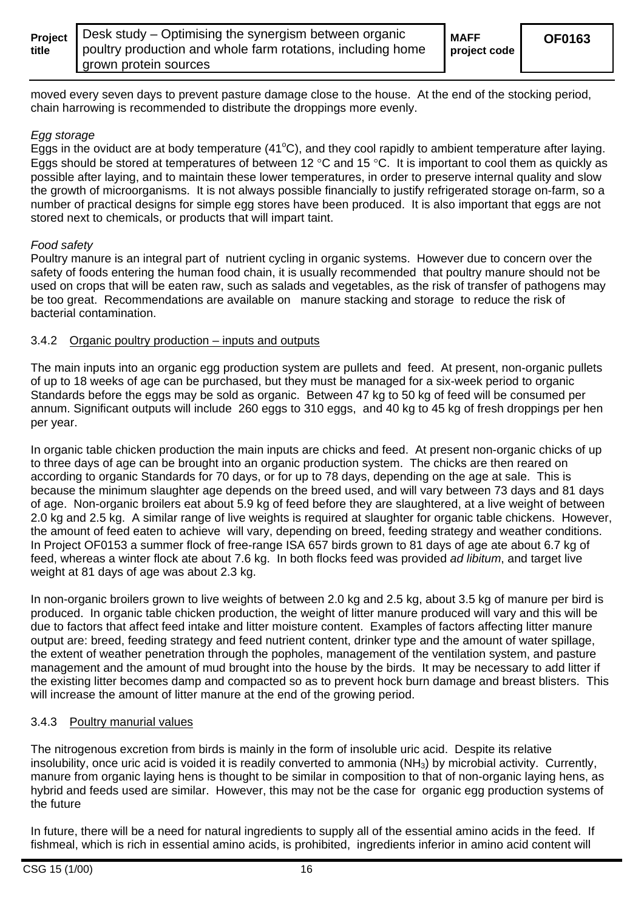moved every seven days to prevent pasture damage close to the house. At the end of the stocking period, chain harrowing is recommended to distribute the droppings more evenly.

*Egg storage*

Eggs in the oviduct are at body temperature (41°C), and they cool rapidly to ambient temperature after laying. Eggs should be stored at temperatures of between 12 °C and 15 °C. It is important to cool them as quickly as possible after laying, and to maintain these lower temperatures, in order to preserve internal quality and slow the growth of microorganisms. It is not always possible financially to justify refrigerated storage on-farm, so a number of practical designs for simple egg stores have been produced. It is also important that eggs are not stored next to chemicals, or products that will impart taint.

*Food safety*

Poultry manure is an integral part of nutrient cycling in organic systems. However due to concern over the safety of foods entering the human food chain, it is usually recommended that poultry manure should not be used on crops that will be eaten raw, such as salads and vegetables, as the risk of transfer of pathogens may be too great. Recommendations are available on manure stacking and storage to reduce the risk of bacterial contamination.

### 3.4.2 Organic poultry production – inputs and outputs

The main inputs into an organic egg production system are pullets and feed. At present, non-organic pullets of up to 18 weeks of age can be purchased, but they must be managed for a six-week period to organic Standards before the eggs may be sold as organic. Between 47 kg to 50 kg of feed will be consumed per annum. Significant outputs will include 260 eggs to 310 eggs, and 40 kg to 45 kg of fresh droppings per hen per year.

In organic table chicken production the main inputs are chicks and feed. At present non-organic chicks of up to three days of age can be brought into an organic production system. The chicks are then reared on according to organic Standards for 70 days, or for up to 78 days, depending on the age at sale. This is because the minimum slaughter age depends on the breed used, and will vary between 73 days and 81 days of age. Non-organic broilers eat about 5.9 kg of feed before they are slaughtered, at a live weight of between 2.0 kg and 2.5 kg. A similar range of live weights is required at slaughter for organic table chickens. However, the amount of feed eaten to achieve will vary, depending on breed, feeding strategy and weather conditions. In Project OF0153 a summer flock of free-range ISA 657 birds grown to 81 days of age ate about 6.7 kg of feed, whereas a winter flock ate about 7.6 kg. In both flocks feed was provided *ad libitum*, and target live weight at 81 days of age was about 2.3 kg.

In non-organic broilers grown to live weights of between 2.0 kg and 2.5 kg, about 3.5 kg of manure per bird is produced. In organic table chicken production, the weight of litter manure produced will vary and this will be due to factors that affect feed intake and litter moisture content. Examples of factors affecting litter manure output are: breed, feeding strategy and feed nutrient content, drinker type and the amount of water spillage, the extent of weather penetration through the popholes, management of the ventilation system, and pasture management and the amount of mud brought into the house by the birds. It may be necessary to add litter if the existing litter becomes damp and compacted so as to prevent hock burn damage and breast blisters. This will increase the amount of litter manure at the end of the growing period.

### 3.4.3 Poultry manurial values

The nitrogenous excretion from birds is mainly in the form of insoluble uric acid. Despite its relative insolubility, once uric acid is voided it is readily converted to ammonia ($NH_3$) by microbial activity. Currently, manure from organic laying hens is thought to be similar in composition to that of non-organic laying hens, as hybrid and feeds used are similar. However, this may not be the case for organic egg production systems of the future

In future, there will be a need for natural ingredients to supply all of the essential amino acids in the feed. If fishmeal, which is rich in essential amino acids, is prohibited, ingredients inferior in amino acid content will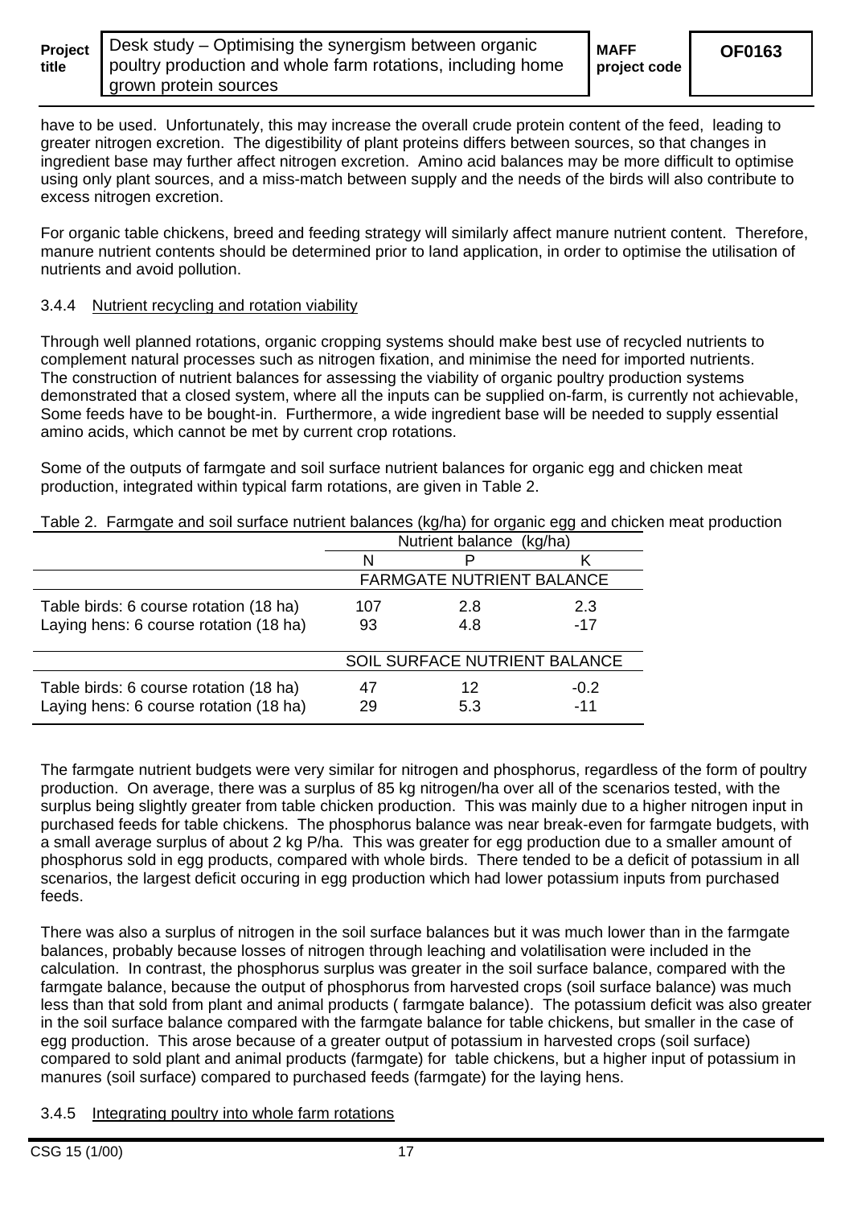have to be used. Unfortunately, this may increase the overall crude protein content of the feed, leading to greater nitrogen excretion. The digestibility of plant proteins differs between sources, so that changes in ingredient base may further affect nitrogen excretion. Amino acid balances may be more difficult to optimise using only plant sources, and a miss-match between supply and the needs of the birds will also contribute to excess nitrogen excretion.

For organic table chickens, breed and feeding strategy will similarly affect manure nutrient content. Therefore, manure nutrient contents should be determined prior to land application, in order to optimise the utilisation of nutrients and avoid pollution.

### 3.4.4 Nutrient recycling and rotation viability

Through well planned rotations, organic cropping systems should make best use of recycled nutrients to complement natural processes such as nitrogen fixation, and minimise the need for imported nutrients. The construction of nutrient balances for assessing the viability of organic poultry production systems demonstrated that a closed system, where all the inputs can be supplied on-farm, is currently not achievable, Some feeds have to be bought-in. Furthermore, a wide ingredient base will be needed to supply essential amino acids, which cannot be met by current crop rotations.

Some of the outputs of farmgate and soil surface nutrient balances for organic egg and chicken meat production, integrated within typical farm rotations, are given in Table 2.

Table 2. Farmgate and soil surface nutrient balances (kg/ha) for organic egg and chicken meat production

| | Nutrient balance (kg/ha) | | |
|---|---|---|---|
| | N | P | K |
| | FARMGATE NUTRIENT BALANCE | | |
| Table birds: 6 course rotation (18 ha) | 107 | 2.8 | 2.3 |
| Laying hens: 6 course rotation (18 ha) | 93 | 4.8 | -17 |
| | SOIL SURFACE NUTRIENT BALANCE | | |
| Table birds: 6 course rotation (18 ha) | 47 | 12 | -0.2 |
| Laying hens: 6 course rotation (18 ha) | 29 | 5.3 | -11 |

The farmgate nutrient budgets were very similar for nitrogen and phosphorus, regardless of the form of poultry production. On average, there was a surplus of 85 kg nitrogen/ha over all of the scenarios tested, with the surplus being slightly greater from table chicken production. This was mainly due to a higher nitrogen input in purchased feeds for table chickens. The phosphorus balance was near break-even for farmgate budgets, with a small average surplus of about 2 kg P/ha. This was greater for egg production due to a smaller amount of phosphorus sold in egg products, compared with whole birds. There tended to be a deficit of potassium in all scenarios, the largest deficit occuring in egg production which had lower potassium inputs from purchased feeds.

There was also a surplus of nitrogen in the soil surface balances but it was much lower than in the farmgate balances, probably because losses of nitrogen through leaching and volatilisation were included in the calculation. In contrast, the phosphorus surplus was greater in the soil surface balance, compared with the farmgate balance, because the output of phosphorus from harvested crops (soil surface balance) was much less than that sold from plant and animal products ( farmgate balance). The potassium deficit was also greater in the soil surface balance compared with the farmgate balance for table chickens, but smaller in the case of egg production. This arose because of a greater output of potassium in harvested crops (soil surface) compared to sold plant and animal products (farmgate) for table chickens, but a higher input of potassium in manures (soil surface) compared to purchased feeds (farmgate) for the laying hens.

### 3.4.5 Integrating poultry into whole farm rotations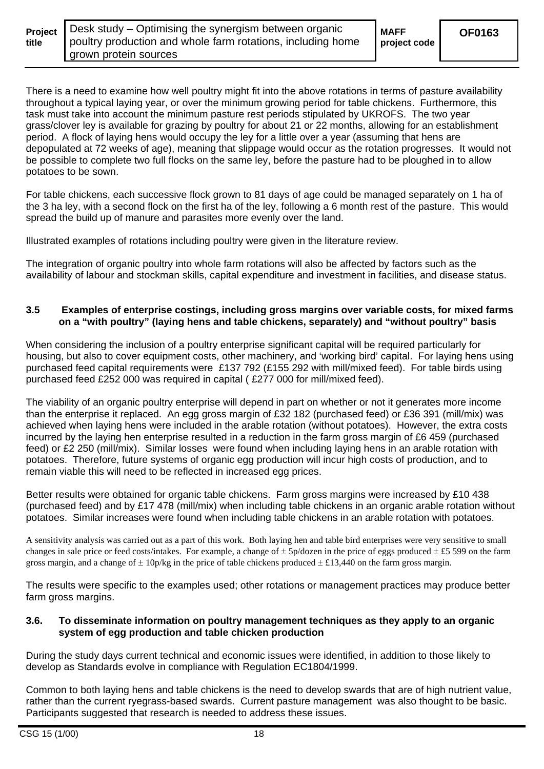There is a need to examine how well poultry might fit into the above rotations in terms of pasture availability throughout a typical laying year, or over the minimum growing period for table chickens. Furthermore, this task must take into account the minimum pasture rest periods stipulated by UKROFS. The two year grass/clover ley is available for grazing by poultry for about 21 or 22 months, allowing for an establishment period. A flock of laying hens would occupy the ley for a little over a year (assuming that hens are depopulated at 72 weeks of age), meaning that slippage would occur as the rotation progresses. It would not be possible to complete two full flocks on the same ley, before the pasture had to be ploughed in to allow potatoes to be sown.

For table chickens, each successive flock grown to 81 days of age could be managed separately on 1 ha of the 3 ha ley, with a second flock on the first ha of the ley, following a 6 month rest of the pasture. This would spread the build up of manure and parasites more evenly over the land.

Illustrated examples of rotations including poultry were given in the literature review.

The integration of organic poultry into whole farm rotations will also be affected by factors such as the availability of labour and stockman skills, capital expenditure and investment in facilities, and disease status.

### 3.5 Examples of enterprise costings, including gross margins over variable costs, for mixed farms on a "with poultry" (laying hens and table chickens, separately) and "without poultry" basis

When considering the inclusion of a poultry enterprise significant capital will be required particularly for housing, but also to cover equipment costs, other machinery, and 'working bird' capital. For laying hens using purchased feed capital requirements were £137 792 (£155 292 with mill/mixed feed). For table birds using purchased feed £252 000 was required in capital ( £277 000 for mill/mixed feed).

The viability of an organic poultry enterprise will depend in part on whether or not it generates more income than the enterprise it replaced. An egg gross margin of £32 182 (purchased feed) or £36 391 (mill/mix) was achieved when laying hens were included in the arable rotation (without potatoes). However, the extra costs incurred by the laying hen enterprise resulted in a reduction in the farm gross margin of £6 459 (purchased feed) or £2 250 (mill/mix). Similar losses were found when including laying hens in an arable rotation with potatoes. Therefore, future systems of organic egg production will incur high costs of production, and to remain viable this will need to be reflected in increased egg prices.

Better results were obtained for organic table chickens. Farm gross margins were increased by £10 438 (purchased feed) and by £17 478 (mill/mix) when including table chickens in an organic arable rotation without potatoes. Similar increases were found when including table chickens in an arable rotation with potatoes.

A sensitivity analysis was carried out as a part of this work. Both laying hen and table bird enterprises were very sensitive to small changes in sale price or feed costs/intakes. For example, a change of ± 5p/dozen in the price of eggs produced ± £5 599 on the farm gross margin, and a change of ± 10p/kg in the price of table chickens produced ± £13,440 on the farm gross margin.

The results were specific to the examples used; other rotations or management practices may produce better farm gross margins.

### 3.6. To disseminate information on poultry management techniques as they apply to an organic system of egg production and table chicken production

During the study days current technical and economic issues were identified, in addition to those likely to develop as Standards evolve in compliance with Regulation EC1804/1999.

Common to both laying hens and table chickens is the need to develop swards that are of high nutrient value, rather than the current ryegrass-based swards. Current pasture management was also thought to be basic. Participants suggested that research is needed to address these issues.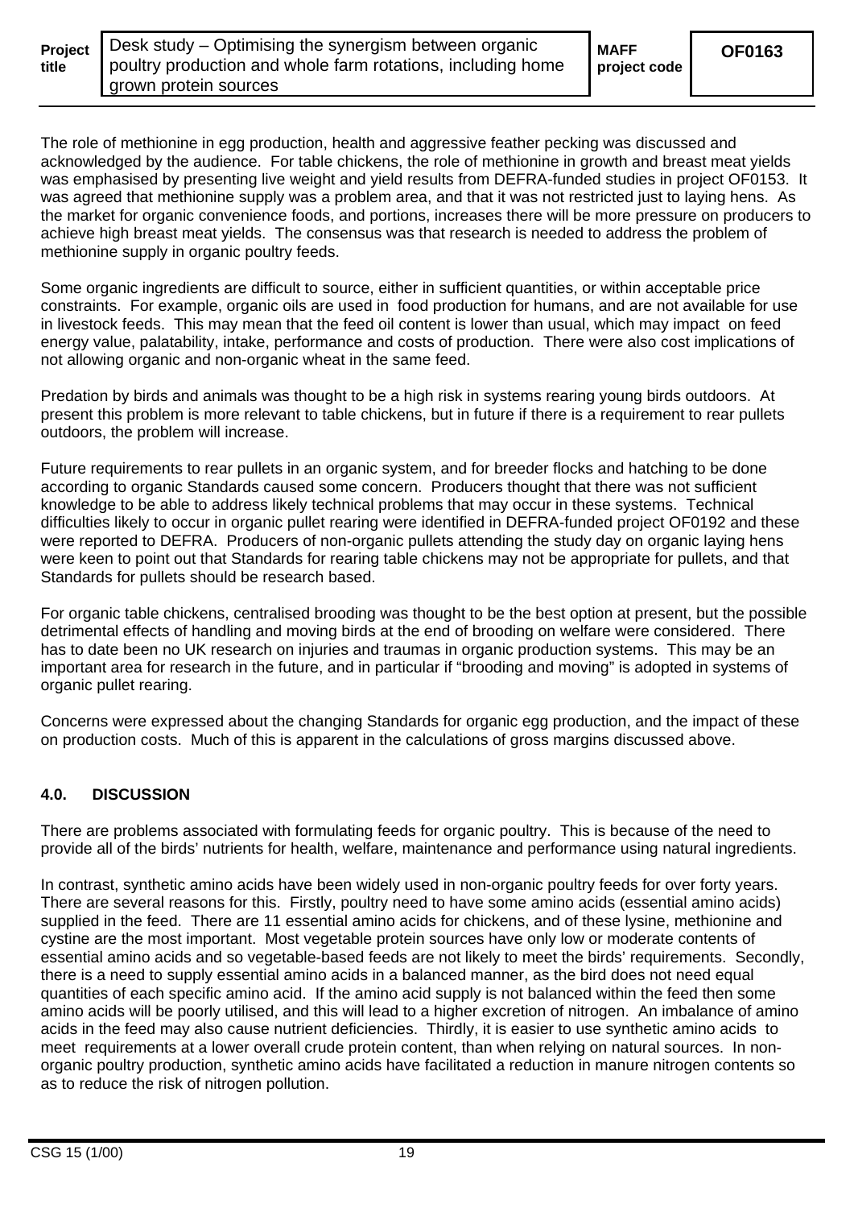The role of methionine in egg production, health and aggressive feather pecking was discussed and acknowledged by the audience. For table chickens, the role of methionine in growth and breast meat yields was emphasised by presenting live weight and yield results from DEFRA-funded studies in project OF0153. It was agreed that methionine supply was a problem area, and that it was not restricted just to laying hens. As the market for organic convenience foods, and portions, increases there will be more pressure on producers to achieve high breast meat yields. The consensus was that research is needed to address the problem of methionine supply in organic poultry feeds.

Some organic ingredients are difficult to source, either in sufficient quantities, or within acceptable price constraints. For example, organic oils are used in food production for humans, and are not available for use in livestock feeds. This may mean that the feed oil content is lower than usual, which may impact on feed energy value, palatability, intake, performance and costs of production. There were also cost implications of not allowing organic and non-organic wheat in the same feed.

Predation by birds and animals was thought to be a high risk in systems rearing young birds outdoors. At present this problem is more relevant to table chickens, but in future if there is a requirement to rear pullets outdoors, the problem will increase.

Future requirements to rear pullets in an organic system, and for breeder flocks and hatching to be done according to organic Standards caused some concern. Producers thought that there was not sufficient knowledge to be able to address likely technical problems that may occur in these systems. Technical difficulties likely to occur in organic pullet rearing were identified in DEFRA-funded project OF0192 and these were reported to DEFRA. Producers of non-organic pullets attending the study day on organic laying hens were keen to point out that Standards for rearing table chickens may not be appropriate for pullets, and that Standards for pullets should be research based.

For organic table chickens, centralised brooding was thought to be the best option at present, but the possible detrimental effects of handling and moving birds at the end of brooding on welfare were considered. There has to date been no UK research on injuries and traumas in organic production systems. This may be an important area for research in the future, and in particular if "brooding and moving" is adopted in systems of organic pullet rearing.

Concerns were expressed about the changing Standards for organic egg production, and the impact of these on production costs. Much of this is apparent in the calculations of gross margins discussed above.

## 4.0. DISCUSSION

There are problems associated with formulating feeds for organic poultry. This is because of the need to provide all of the birds' nutrients for health, welfare, maintenance and performance using natural ingredients.

In contrast, synthetic amino acids have been widely used in non-organic poultry feeds for over forty years. There are several reasons for this. Firstly, poultry need to have some amino acids (essential amino acids) supplied in the feed. There are 11 essential amino acids for chickens, and of these lysine, methionine and cystine are the most important. Most vegetable protein sources have only low or moderate contents of essential amino acids and so vegetable-based feeds are not likely to meet the birds' requirements. Secondly, there is a need to supply essential amino acids in a balanced manner, as the bird does not need equal quantities of each specific amino acid. If the amino acid supply is not balanced within the feed then some amino acids will be poorly utilised, and this will lead to a higher excretion of nitrogen. An imbalance of amino acids in the feed may also cause nutrient deficiencies. Thirdly, it is easier to use synthetic amino acids to meet requirements at a lower overall crude protein content, than when relying on natural sources. In non-organic poultry production, synthetic amino acids have facilitated a reduction in manure nitrogen contents so as to reduce the risk of nitrogen pollution.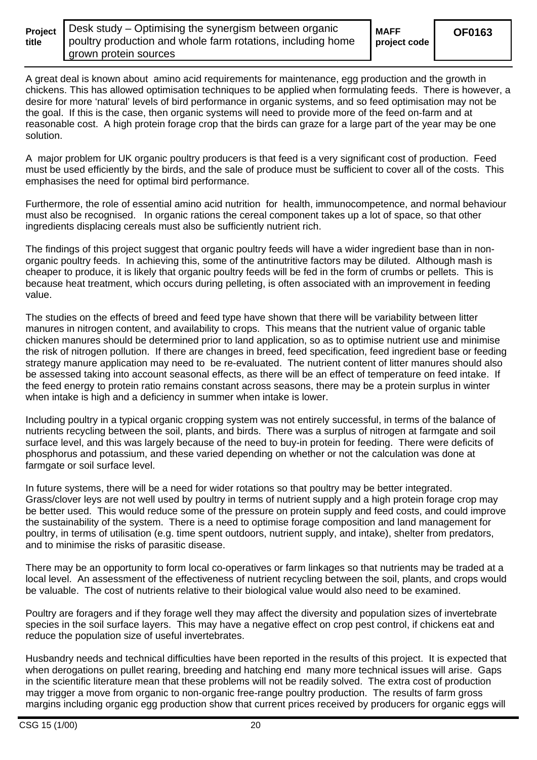A great deal is known about amino acid requirements for maintenance, egg production and the growth in chickens. This has allowed optimisation techniques to be applied when formulating feeds. There is however, a desire for more 'natural' levels of bird performance in organic systems, and so feed optimisation may not be the goal. If this is the case, then organic systems will need to provide more of the feed on-farm and at reasonable cost. A high protein forage crop that the birds can graze for a large part of the year may be one solution.

A major problem for UK organic poultry producers is that feed is a very significant cost of production. Feed must be used efficiently by the birds, and the sale of produce must be sufficient to cover all of the costs. This emphasises the need for optimal bird performance.

Furthermore, the role of essential amino acid nutrition for health, immunocompetence, and normal behaviour must also be recognised. In organic rations the cereal component takes up a lot of space, so that other ingredients displacing cereals must also be sufficiently nutrient rich.

The findings of this project suggest that organic poultry feeds will have a wider ingredient base than in non-organic poultry feeds. In achieving this, some of the antinutritive factors may be diluted. Although mash is cheaper to produce, it is likely that organic poultry feeds will be fed in the form of crumbs or pellets. This is because heat treatment, which occurs during pelleting, is often associated with an improvement in feeding value.

The studies on the effects of breed and feed type have shown that there will be variability between litter manures in nitrogen content, and availability to crops. This means that the nutrient value of organic table chicken manures should be determined prior to land application, so as to optimise nutrient use and minimise the risk of nitrogen pollution. If there are changes in breed, feed specification, feed ingredient base or feeding strategy manure application may need to be re-evaluated. The nutrient content of litter manures should also be assessed taking into account seasonal effects, as there will be an effect of temperature on feed intake. If the feed energy to protein ratio remains constant across seasons, there may be a protein surplus in winter when intake is high and a deficiency in summer when intake is lower.

Including poultry in a typical organic cropping system was not entirely successful, in terms of the balance of nutrients recycling between the soil, plants, and birds. There was a surplus of nitrogen at farmgate and soil surface level, and this was largely because of the need to buy-in protein for feeding. There were deficits of phosphorus and potassium, and these varied depending on whether or not the calculation was done at farmgate or soil surface level.

In future systems, there will be a need for wider rotations so that poultry may be better integrated. Grass/clover leys are not well used by poultry in terms of nutrient supply and a high protein forage crop may be better used. This would reduce some of the pressure on protein supply and feed costs, and could improve the sustainability of the system. There is a need to optimise forage composition and land management for poultry, in terms of utilisation (e.g. time spent outdoors, nutrient supply, and intake), shelter from predators, and to minimise the risks of parasitic disease.

There may be an opportunity to form local co-operatives or farm linkages so that nutrients may be traded at a local level. An assessment of the effectiveness of nutrient recycling between the soil, plants, and crops would be valuable. The cost of nutrients relative to their biological value would also need to be examined.

Poultry are foragers and if they forage well they may affect the diversity and population sizes of invertebrate species in the soil surface layers. This may have a negative effect on crop pest control, if chickens eat and reduce the population size of useful invertebrates.

Husbandry needs and technical difficulties have been reported in the results of this project. It is expected that when derogations on pullet rearing, breeding and hatching end many more technical issues will arise. Gaps in the scientific literature mean that these problems will not be readily solved. The extra cost of production may trigger a move from organic to non-organic free-range poultry production. The results of farm gross margins including organic egg production show that current prices received by producers for organic eggs will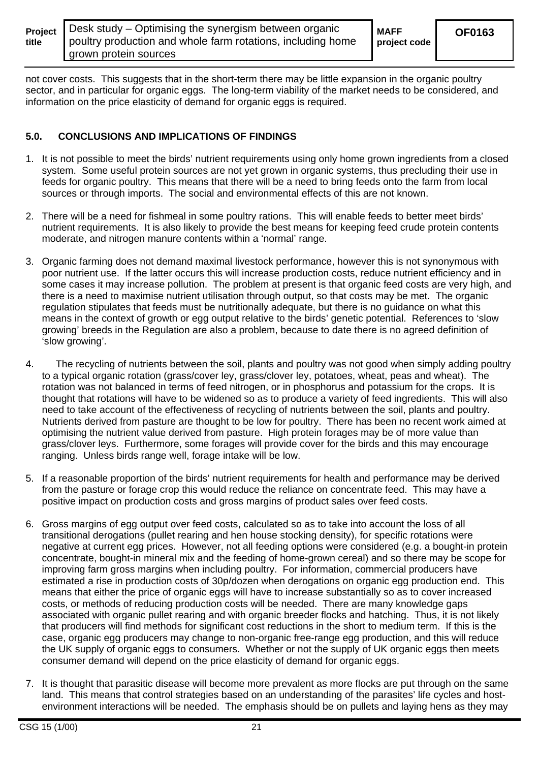not cover costs. This suggests that in the short-term there may be little expansion in the organic poultry sector, and in particular for organic eggs. The long-term viability of the market needs to be considered, and information on the price elasticity of demand for organic eggs is required.

## 5.0. CONCLUSIONS AND IMPLICATIONS OF FINDINGS

1. It is not possible to meet the birds' nutrient requirements using only home grown ingredients from a closed system. Some useful protein sources are not yet grown in organic systems, thus precluding their use in feeds for organic poultry. This means that there will be a need to bring feeds onto the farm from local sources or through imports. The social and environmental effects of this are not known.

2. There will be a need for fishmeal in some poultry rations. This will enable feeds to better meet birds' nutrient requirements. It is also likely to provide the best means for keeping feed crude protein contents moderate, and nitrogen manure contents within a 'normal' range.

3. Organic farming does not demand maximal livestock performance, however this is not synonymous with poor nutrient use. If the latter occurs this will increase production costs, reduce nutrient efficiency and in some cases it may increase pollution. The problem at present is that organic feed costs are very high, and there is a need to maximise nutrient utilisation through output, so that costs may be met. The organic regulation stipulates that feeds must be nutritionally adequate, but there is no guidance on what this means in the context of growth or egg output relative to the birds' genetic potential. References to 'slow growing' breeds in the Regulation are also a problem, because to date there is no agreed definition of 'slow growing'.

4. The recycling of nutrients between the soil, plants and poultry was not good when simply adding poultry to a typical organic rotation (grass/cover ley, grass/clover ley, potatoes, wheat, peas and wheat). The rotation was not balanced in terms of feed nitrogen, or in phosphorus and potassium for the crops. It is thought that rotations will have to be widened so as to produce a variety of feed ingredients. This will also need to take account of the effectiveness of recycling of nutrients between the soil, plants and poultry. Nutrients derived from pasture are thought to be low for poultry. There has been no recent work aimed at optimising the nutrient value derived from pasture. High protein forages may be of more value than grass/clover leys. Furthermore, some forages will provide cover for the birds and this may encourage ranging. Unless birds range well, forage intake will be low.

5. If a reasonable proportion of the birds' nutrient requirements for health and performance may be derived from the pasture or forage crop this would reduce the reliance on concentrate feed. This may have a positive impact on production costs and gross margins of product sales over feed costs.

6. Gross margins of egg output over feed costs, calculated so as to take into account the loss of all transitional derogations (pullet rearing and hen house stocking density), for specific rotations were negative at current egg prices. However, not all feeding options were considered (e.g. a bought-in protein concentrate, bought-in mineral mix and the feeding of home-grown cereal) and so there may be scope for improving farm gross margins when including poultry. For information, commercial producers have estimated a rise in production costs of 30p/dozen when derogations on organic egg production end. This means that either the price of organic eggs will have to increase substantially so as to cover increased costs, or methods of reducing production costs will be needed. There are many knowledge gaps associated with organic pullet rearing and with organic breeder flocks and hatching. Thus, it is not likely that producers will find methods for significant cost reductions in the short to medium term. If this is the case, organic egg producers may change to non-organic free-range egg production, and this will reduce the UK supply of organic eggs to consumers. Whether or not the supply of UK organic eggs then meets consumer demand will depend on the price elasticity of demand for organic eggs.

7. It is thought that parasitic disease will become more prevalent as more flocks are put through on the same land. This means that control strategies based on an understanding of the parasites' life cycles and host-environment interactions will be needed. The emphasis should be on pullets and laying hens as they may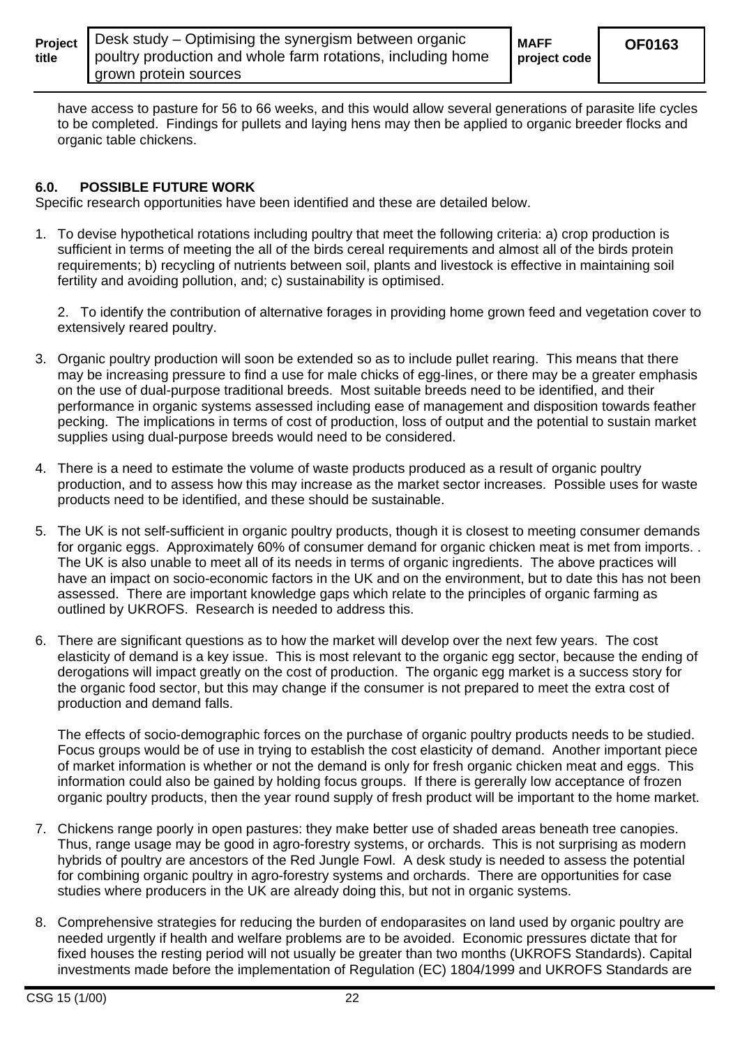have access to pasture for 56 to 66 weeks, and this would allow several generations of parasite life cycles to be completed. Findings for pullets and laying hens may then be applied to organic breeder flocks and organic table chickens.

## 6.0. POSSIBLE FUTURE WORK

Specific research opportunities have been identified and these are detailed below.

1. To devise hypothetical rotations including poultry that meet the following criteria: a) crop production is sufficient in terms of meeting the all of the birds cereal requirements and almost all of the birds protein requirements; b) recycling of nutrients between soil, plants and livestock is effective in maintaining soil fertility and avoiding pollution, and; c) sustainability is optimised.

2. To identify the contribution of alternative forages in providing home grown feed and vegetation cover to extensively reared poultry.

3. Organic poultry production will soon be extended so as to include pullet rearing. This means that there may be increasing pressure to find a use for male chicks of egg-lines, or there may be a greater emphasis on the use of dual-purpose traditional breeds. Most suitable breeds need to be identified, and their performance in organic systems assessed including ease of management and disposition towards feather pecking. The implications in terms of cost of production, loss of output and the potential to sustain market supplies using dual-purpose breeds would need to be considered.

4. There is a need to estimate the volume of waste products produced as a result of organic poultry production, and to assess how this may increase as the market sector increases. Possible uses for waste products need to be identified, and these should be sustainable.

5. The UK is not self-sufficient in organic poultry products, though it is closest to meeting consumer demands for organic eggs. Approximately 60% of consumer demand for organic chicken meat is met from imports. . The UK is also unable to meet all of its needs in terms of organic ingredients. The above practices will have an impact on socio-economic factors in the UK and on the environment, but to date this has not been assessed. There are important knowledge gaps which relate to the principles of organic farming as outlined by UKROFS. Research is needed to address this.

6. There are significant questions as to how the market will develop over the next few years. The cost elasticity of demand is a key issue. This is most relevant to the organic egg sector, because the ending of derogations will impact greatly on the cost of production. The organic egg market is a success story for the organic food sector, but this may change if the consumer is not prepared to meet the extra cost of production and demand falls.

   The effects of socio-demographic forces on the purchase of organic poultry products needs to be studied. Focus groups would be of use in trying to establish the cost elasticity of demand. Another important piece of market information is whether or not the demand is only for fresh organic chicken meat and eggs. This information could also be gained by holding focus groups. If there is gererally low acceptance of frozen organic poultry products, then the year round supply of fresh product will be important to the home market.

7. Chickens range poorly in open pastures: they make better use of shaded areas beneath tree canopies. Thus, range usage may be good in agro-forestry systems, or orchards. This is not surprising as modern hybrids of poultry are ancestors of the Red Jungle Fowl. A desk study is needed to assess the potential for combining organic poultry in agro-forestry systems and orchards. There are opportunities for case studies where producers in the UK are already doing this, but not in organic systems.

8. Comprehensive strategies for reducing the burden of endoparasites on land used by organic poultry are needed urgently if health and welfare problems are to be avoided. Economic pressures dictate that for fixed houses the resting period will not usually be greater than two months (UKROFS Standards). Capital investments made before the implementation of Regulation (EC) 1804/1999 and UKROFS Standards are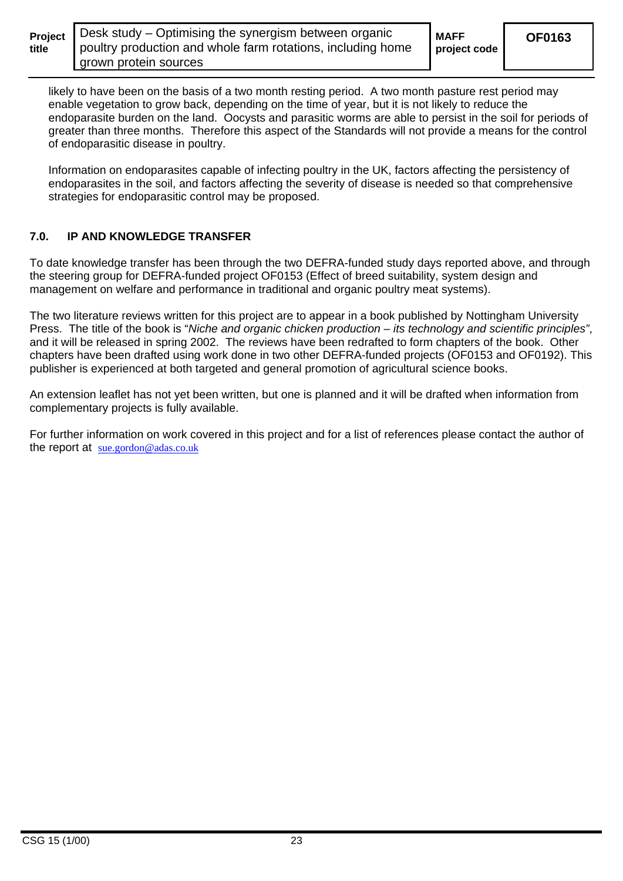likely to have been on the basis of a two month resting period. A two month pasture rest period may enable vegetation to grow back, depending on the time of year, but it is not likely to reduce the endoparasite burden on the land. Oocysts and parasitic worms are able to persist in the soil for periods of greater than three months. Therefore this aspect of the Standards will not provide a means for the control of endoparasitic disease in poultry.

Information on endoparasites capable of infecting poultry in the UK, factors affecting the persistency of endoparasites in the soil, and factors affecting the severity of disease is needed so that comprehensive strategies for endoparasitic control may be proposed.

## 7.0. IP AND KNOWLEDGE TRANSFER

To date knowledge transfer has been through the two DEFRA-funded study days reported above, and through the steering group for DEFRA-funded project OF0153 (Effect of breed suitability, system design and management on welfare and performance in traditional and organic poultry meat systems).

The two literature reviews written for this project are to appear in a book published by Nottingham University Press. The title of the book is "*Niche and organic chicken production – its technology and scientific principles"*, and it will be released in spring 2002. The reviews have been redrafted to form chapters of the book. Other chapters have been drafted using work done in two other DEFRA-funded projects (OF0153 and OF0192). This publisher is experienced at both targeted and general promotion of agricultural science books.

An extension leaflet has not yet been written, but one is planned and it will be drafted when information from complementary projects is fully available.

For further information on work covered in this project and for a list of references please contact the author of the report at sue.gordon@adas.co.uk